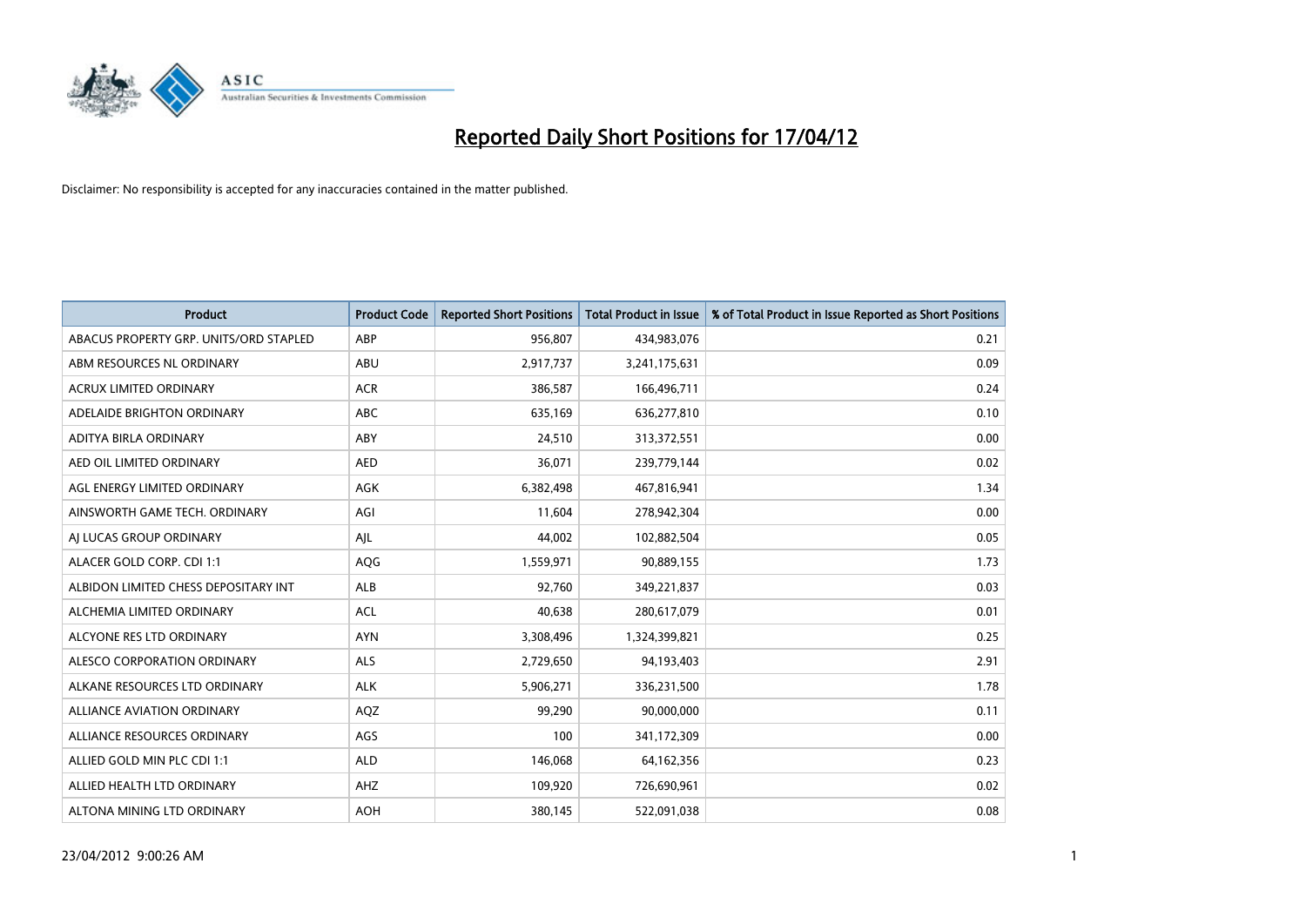# Reported Daily Short Positions for 17/04/12

Disclaimer: No responsibility is accepted for any inaccuracies contained in the matter published.

| Product | Product Code | Reported Short Positions | Total Product in Issue | % of Total Product in Issue Reported as Short Positions |
|---|---|---|---|---|
| ABACUS PROPERTY GRP. UNITS/ORD STAPLED | ABP | 956,807 | 434,983,076 | 0.21 |
| ABM RESOURCES NL ORDINARY | ABU | 2,917,737 | 3,241,175,631 | 0.09 |
| ACRUX LIMITED ORDINARY | ACR | 386,587 | 166,496,711 | 0.24 |
| ADELAIDE BRIGHTON ORDINARY | ABC | 635,169 | 636,277,810 | 0.10 |
| ADITYA BIRLA ORDINARY | ABY | 24,510 | 313,372,551 | 0.00 |
| AED OIL LIMITED ORDINARY | AED | 36,071 | 239,779,144 | 0.02 |
| AGL ENERGY LIMITED ORDINARY | AGK | 6,382,498 | 467,816,941 | 1.34 |
| AINSWORTH GAME TECH. ORDINARY | AGI | 11,604 | 278,942,304 | 0.00 |
| AJ LUCAS GROUP ORDINARY | AJL | 44,002 | 102,882,504 | 0.05 |
| ALACER GOLD CORP. CDI 1:1 | AQG | 1,559,971 | 90,889,155 | 1.73 |
| ALBIDON LIMITED CHESS DEPOSITARY INT | ALB | 92,760 | 349,221,837 | 0.03 |
| ALCHEMIA LIMITED ORDINARY | ACL | 40,638 | 280,617,079 | 0.01 |
| ALCYONE RES LTD ORDINARY | AYN | 3,308,496 | 1,324,399,821 | 0.25 |
| ALESCO CORPORATION ORDINARY | ALS | 2,729,650 | 94,193,403 | 2.91 |
| ALKANE RESOURCES LTD ORDINARY | ALK | 5,906,271 | 336,231,500 | 1.78 |
| ALLIANCE AVIATION ORDINARY | AQZ | 99,290 | 90,000,000 | 0.11 |
| ALLIANCE RESOURCES ORDINARY | AGS | 100 | 341,172,309 | 0.00 |
| ALLIED GOLD MIN PLC CDI 1:1 | ALD | 146,068 | 64,162,356 | 0.23 |
| ALLIED HEALTH LTD ORDINARY | AHZ | 109,920 | 726,690,961 | 0.02 |
| ALTONA MINING LTD ORDINARY | AOH | 380,145 | 522,091,038 | 0.08 |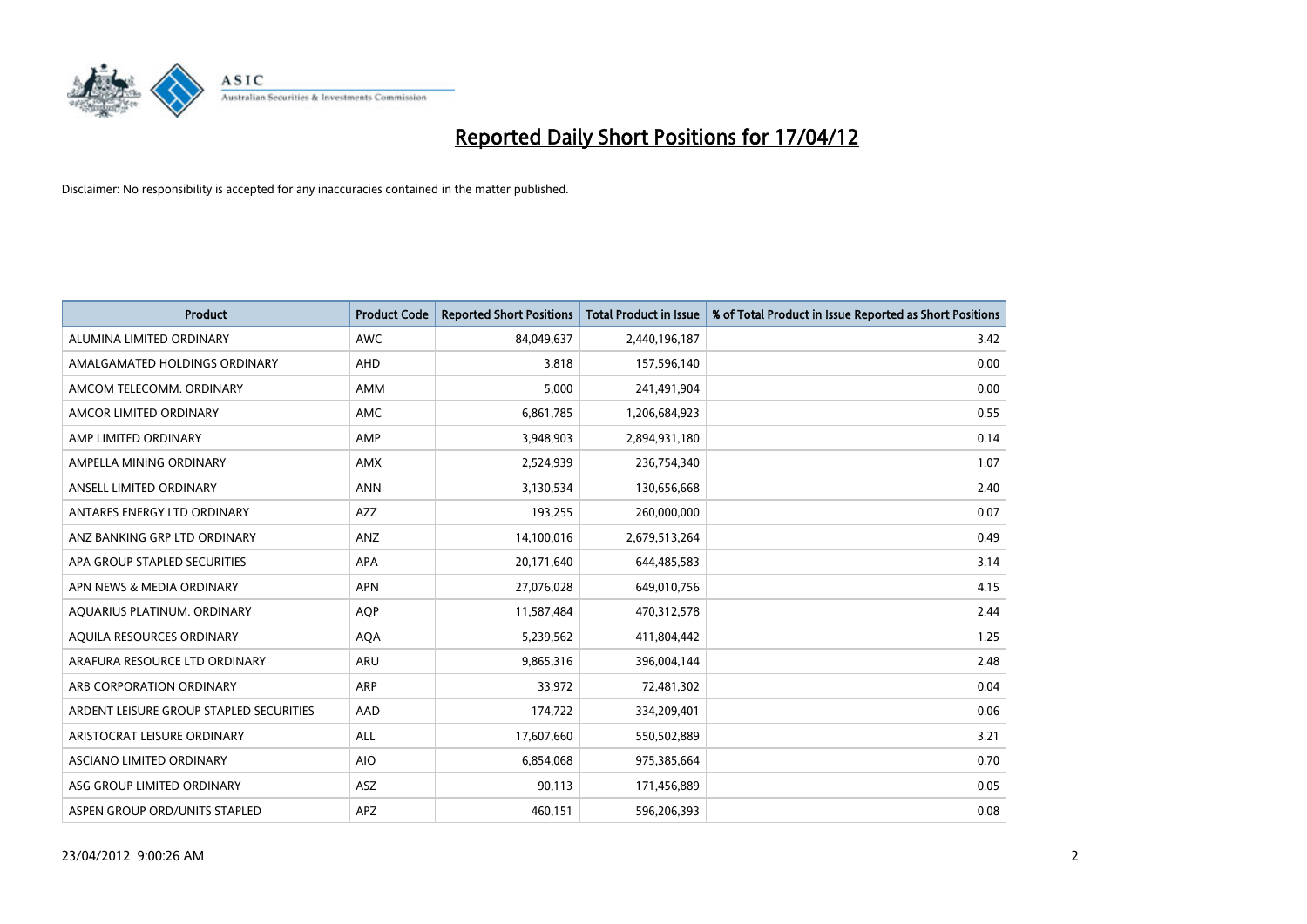# Reported Daily Short Positions for 17/04/12

Disclaimer: No responsibility is accepted for any inaccuracies contained in the matter published.

| Product | Product Code | Reported Short Positions | Total Product in Issue | % of Total Product in Issue Reported as Short Positions |
|---|---|---|---|---|
| ALUMINA LIMITED ORDINARY | AWC | 84,049,637 | 2,440,196,187 | 3.42 |
| AMALGAMATED HOLDINGS ORDINARY | AHD | 3,818 | 157,596,140 | 0.00 |
| AMCOM TELECOMM. ORDINARY | AMM | 5,000 | 241,491,904 | 0.00 |
| AMCOR LIMITED ORDINARY | AMC | 6,861,785 | 1,206,684,923 | 0.55 |
| AMP LIMITED ORDINARY | AMP | 3,948,903 | 2,894,931,180 | 0.14 |
| AMPELLA MINING ORDINARY | AMX | 2,524,939 | 236,754,340 | 1.07 |
| ANSELL LIMITED ORDINARY | ANN | 3,130,534 | 130,656,668 | 2.40 |
| ANTARES ENERGY LTD ORDINARY | AZZ | 193,255 | 260,000,000 | 0.07 |
| ANZ BANKING GRP LTD ORDINARY | ANZ | 14,100,016 | 2,679,513,264 | 0.49 |
| APA GROUP STAPLED SECURITIES | APA | 20,171,640 | 644,485,583 | 3.14 |
| APN NEWS & MEDIA ORDINARY | APN | 27,076,028 | 649,010,756 | 4.15 |
| AQUARIUS PLATINUM. ORDINARY | AQP | 11,587,484 | 470,312,578 | 2.44 |
| AQUILA RESOURCES ORDINARY | AQA | 5,239,562 | 411,804,442 | 1.25 |
| ARAFURA RESOURCE LTD ORDINARY | ARU | 9,865,316 | 396,004,144 | 2.48 |
| ARB CORPORATION ORDINARY | ARP | 33,972 | 72,481,302 | 0.04 |
| ARDENT LEISURE GROUP STAPLED SECURITIES | AAD | 174,722 | 334,209,401 | 0.06 |
| ARISTOCRAT LEISURE ORDINARY | ALL | 17,607,660 | 550,502,889 | 3.21 |
| ASCIANO LIMITED ORDINARY | AIO | 6,854,068 | 975,385,664 | 0.70 |
| ASG GROUP LIMITED ORDINARY | ASZ | 90,113 | 171,456,889 | 0.05 |
| ASPEN GROUP ORD/UNITS STAPLED | APZ | 460,151 | 596,206,393 | 0.08 |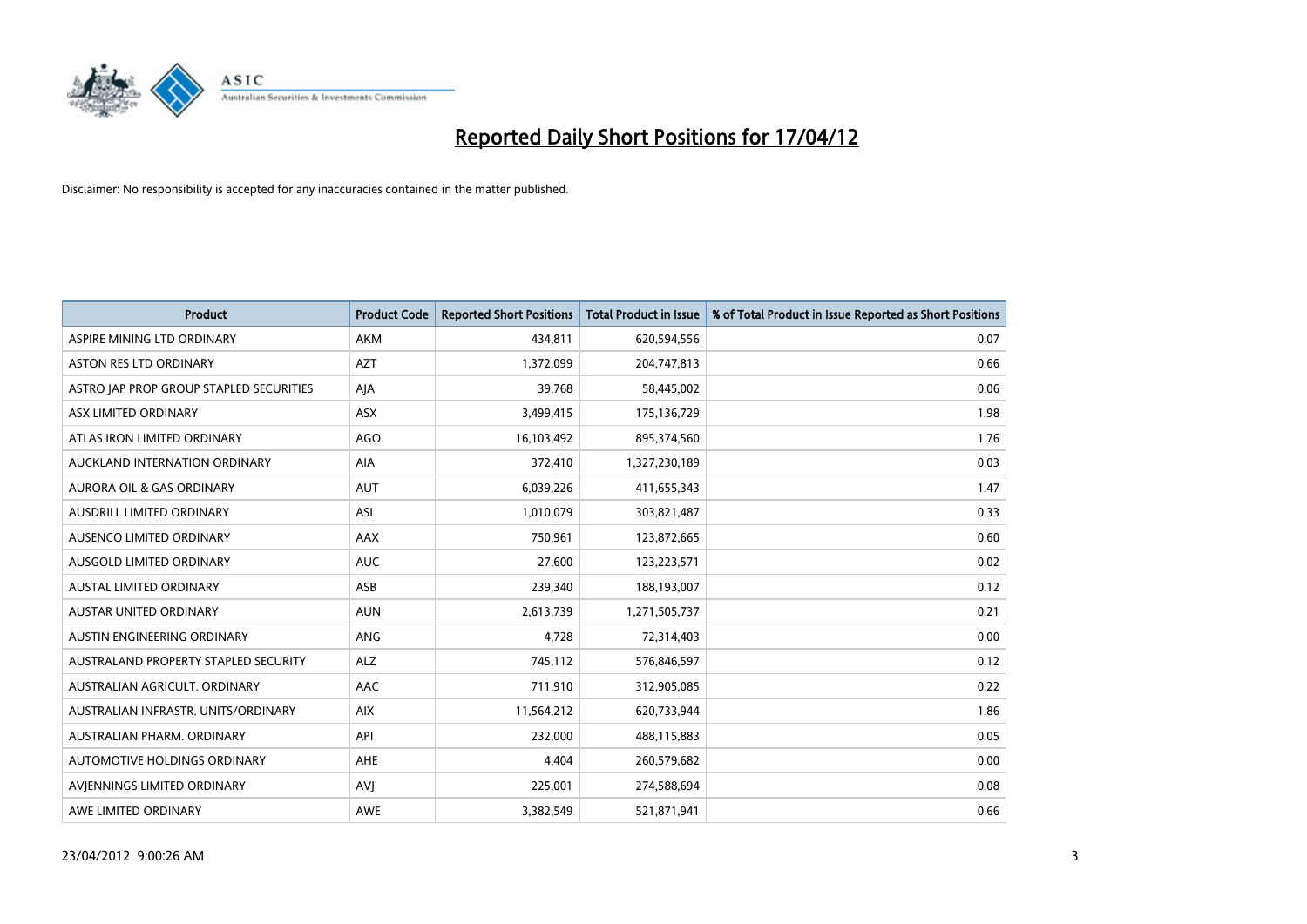# Reported Daily Short Positions for 17/04/12

Disclaimer: No responsibility is accepted for any inaccuracies contained in the matter published.

| Product | Product Code | Reported Short Positions | Total Product in Issue | % of Total Product in Issue Reported as Short Positions |
|---|---|---|---|---|
| ASPIRE MINING LTD ORDINARY | AKM | 434,811 | 620,594,556 | 0.07 |
| ASTON RES LTD ORDINARY | AZT | 1,372,099 | 204,747,813 | 0.66 |
| ASTRO JAP PROP GROUP STAPLED SECURITIES | AJA | 39,768 | 58,445,002 | 0.06 |
| ASX LIMITED ORDINARY | ASX | 3,499,415 | 175,136,729 | 1.98 |
| ATLAS IRON LIMITED ORDINARY | AGO | 16,103,492 | 895,374,560 | 1.76 |
| AUCKLAND INTERNATION ORDINARY | AIA | 372,410 | 1,327,230,189 | 0.03 |
| AURORA OIL & GAS ORDINARY | AUT | 6,039,226 | 411,655,343 | 1.47 |
| AUSDRILL LIMITED ORDINARY | ASL | 1,010,079 | 303,821,487 | 0.33 |
| AUSENCO LIMITED ORDINARY | AAX | 750,961 | 123,872,665 | 0.60 |
| AUSGOLD LIMITED ORDINARY | AUC | 27,600 | 123,223,571 | 0.02 |
| AUSTAL LIMITED ORDINARY | ASB | 239,340 | 188,193,007 | 0.12 |
| AUSTAR UNITED ORDINARY | AUN | 2,613,739 | 1,271,505,737 | 0.21 |
| AUSTIN ENGINEERING ORDINARY | ANG | 4,728 | 72,314,403 | 0.00 |
| AUSTRALAND PROPERTY STAPLED SECURITY | ALZ | 745,112 | 576,846,597 | 0.12 |
| AUSTRALIAN AGRICULT. ORDINARY | AAC | 711,910 | 312,905,085 | 0.22 |
| AUSTRALIAN INFRASTR. UNITS/ORDINARY | AIX | 11,564,212 | 620,733,944 | 1.86 |
| AUSTRALIAN PHARM. ORDINARY | API | 232,000 | 488,115,883 | 0.05 |
| AUTOMOTIVE HOLDINGS ORDINARY | AHE | 4,404 | 260,579,682 | 0.00 |
| AVJENNINGS LIMITED ORDINARY | AVJ | 225,001 | 274,588,694 | 0.08 |
| AWE LIMITED ORDINARY | AWE | 3,382,549 | 521,871,941 | 0.66 |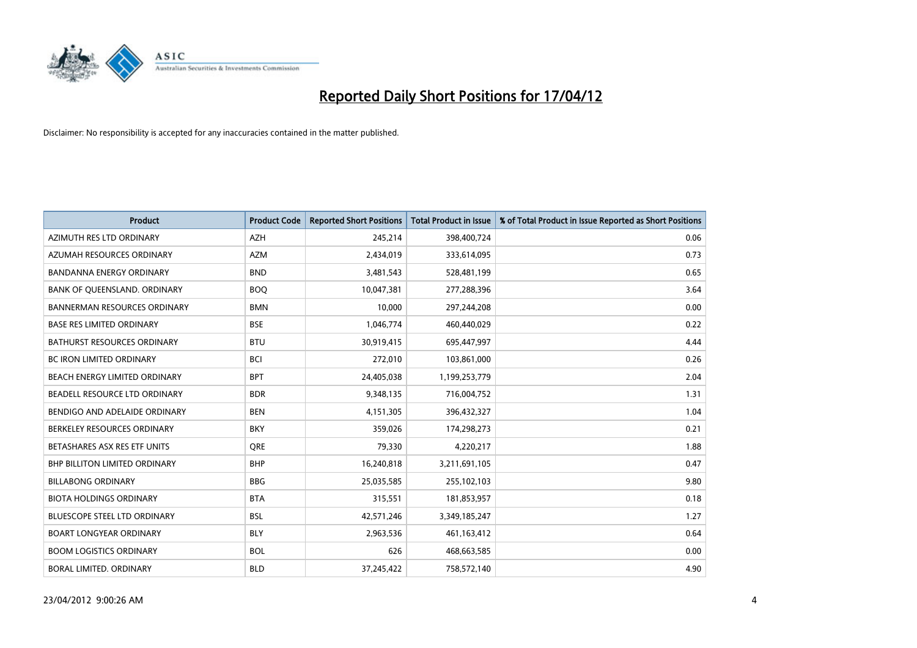# Reported Daily Short Positions for 17/04/12

Disclaimer: No responsibility is accepted for any inaccuracies contained in the matter published.

| Product | Product Code | Reported Short Positions | Total Product in Issue | % of Total Product in Issue Reported as Short Positions |
|---|---|---|---|---|
| AZIMUTH RES LTD ORDINARY | AZH | 245,214 | 398,400,724 | 0.06 |
| AZUMAH RESOURCES ORDINARY | AZM | 2,434,019 | 333,614,095 | 0.73 |
| BANDANNA ENERGY ORDINARY | BND | 3,481,543 | 528,481,199 | 0.65 |
| BANK OF QUEENSLAND. ORDINARY | BOQ | 10,047,381 | 277,288,396 | 3.64 |
| BANNERMAN RESOURCES ORDINARY | BMN | 10,000 | 297,244,208 | 0.00 |
| BASE RES LIMITED ORDINARY | BSE | 1,046,774 | 460,440,029 | 0.22 |
| BATHURST RESOURCES ORDINARY | BTU | 30,919,415 | 695,447,997 | 4.44 |
| BC IRON LIMITED ORDINARY | BCI | 272,010 | 103,861,000 | 0.26 |
| BEACH ENERGY LIMITED ORDINARY | BPT | 24,405,038 | 1,199,253,779 | 2.04 |
| BEADELL RESOURCE LTD ORDINARY | BDR | 9,348,135 | 716,004,752 | 1.31 |
| BENDIGO AND ADELAIDE ORDINARY | BEN | 4,151,305 | 396,432,327 | 1.04 |
| BERKELEY RESOURCES ORDINARY | BKY | 359,026 | 174,298,273 | 0.21 |
| BETASHARES ASX RES ETF UNITS | QRE | 79,330 | 4,220,217 | 1.88 |
| BHP BILLITON LIMITED ORDINARY | BHP | 16,240,818 | 3,211,691,105 | 0.47 |
| BILLABONG ORDINARY | BBG | 25,035,585 | 255,102,103 | 9.80 |
| BIOTA HOLDINGS ORDINARY | BTA | 315,551 | 181,853,957 | 0.18 |
| BLUESCOPE STEEL LTD ORDINARY | BSL | 42,571,246 | 3,349,185,247 | 1.27 |
| BOART LONGYEAR ORDINARY | BLY | 2,963,536 | 461,163,412 | 0.64 |
| BOOM LOGISTICS ORDINARY | BOL | 626 | 468,663,585 | 0.00 |
| BORAL LIMITED. ORDINARY | BLD | 37,245,422 | 758,572,140 | 4.90 |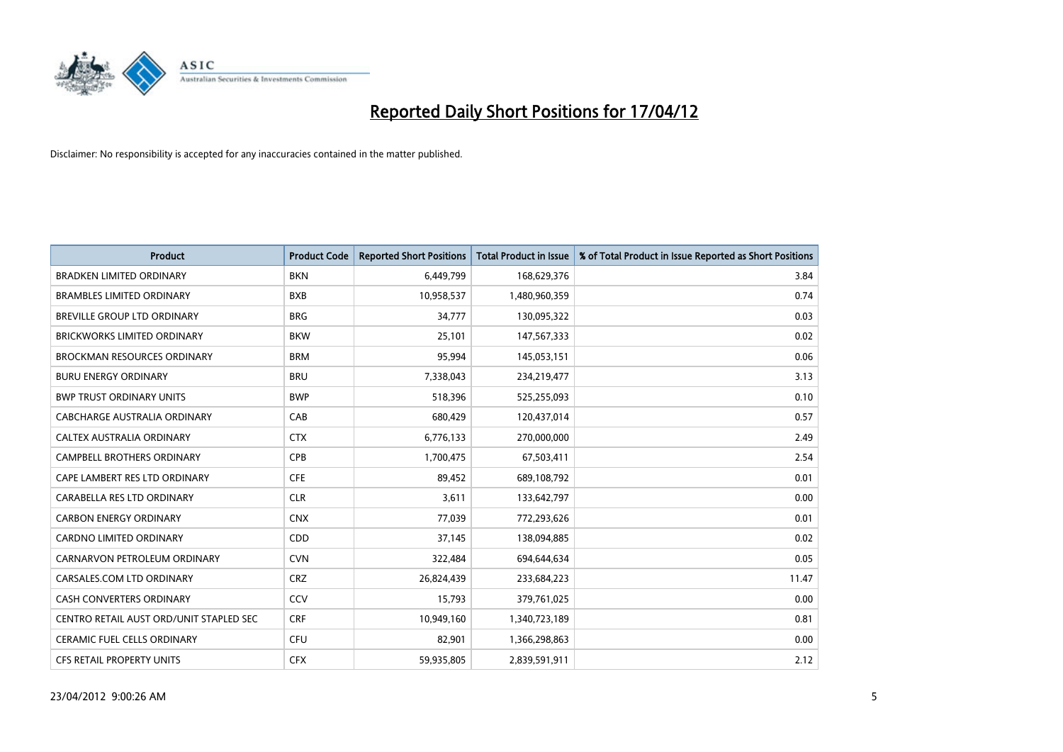# Reported Daily Short Positions for 17/04/12

Disclaimer: No responsibility is accepted for any inaccuracies contained in the matter published.

| Product | Product Code | Reported Short Positions | Total Product in Issue | % of Total Product in Issue Reported as Short Positions |
|---|---|---|---|---|
| BRADKEN LIMITED ORDINARY | BKN | 6,449,799 | 168,629,376 | 3.84 |
| BRAMBLES LIMITED ORDINARY | BXB | 10,958,537 | 1,480,960,359 | 0.74 |
| BREVILLE GROUP LTD ORDINARY | BRG | 34,777 | 130,095,322 | 0.03 |
| BRICKWORKS LIMITED ORDINARY | BKW | 25,101 | 147,567,333 | 0.02 |
| BROCKMAN RESOURCES ORDINARY | BRM | 95,994 | 145,053,151 | 0.06 |
| BURU ENERGY ORDINARY | BRU | 7,338,043 | 234,219,477 | 3.13 |
| BWP TRUST ORDINARY UNITS | BWP | 518,396 | 525,255,093 | 0.10 |
| CABCHARGE AUSTRALIA ORDINARY | CAB | 680,429 | 120,437,014 | 0.57 |
| CALTEX AUSTRALIA ORDINARY | CTX | 6,776,133 | 270,000,000 | 2.49 |
| CAMPBELL BROTHERS ORDINARY | CPB | 1,700,475 | 67,503,411 | 2.54 |
| CAPE LAMBERT RES LTD ORDINARY | CFE | 89,452 | 689,108,792 | 0.01 |
| CARABELLA RES LTD ORDINARY | CLR | 3,611 | 133,642,797 | 0.00 |
| CARBON ENERGY ORDINARY | CNX | 77,039 | 772,293,626 | 0.01 |
| CARDNO LIMITED ORDINARY | CDD | 37,145 | 138,094,885 | 0.02 |
| CARNARVON PETROLEUM ORDINARY | CVN | 322,484 | 694,644,634 | 0.05 |
| CARSALES.COM LTD ORDINARY | CRZ | 26,824,439 | 233,684,223 | 11.47 |
| CASH CONVERTERS ORDINARY | CCV | 15,793 | 379,761,025 | 0.00 |
| CENTRO RETAIL AUST ORD/UNIT STAPLED SEC | CRF | 10,949,160 | 1,340,723,189 | 0.81 |
| CERAMIC FUEL CELLS ORDINARY | CFU | 82,901 | 1,366,298,863 | 0.00 |
| CFS RETAIL PROPERTY UNITS | CFX | 59,935,805 | 2,839,591,911 | 2.12 |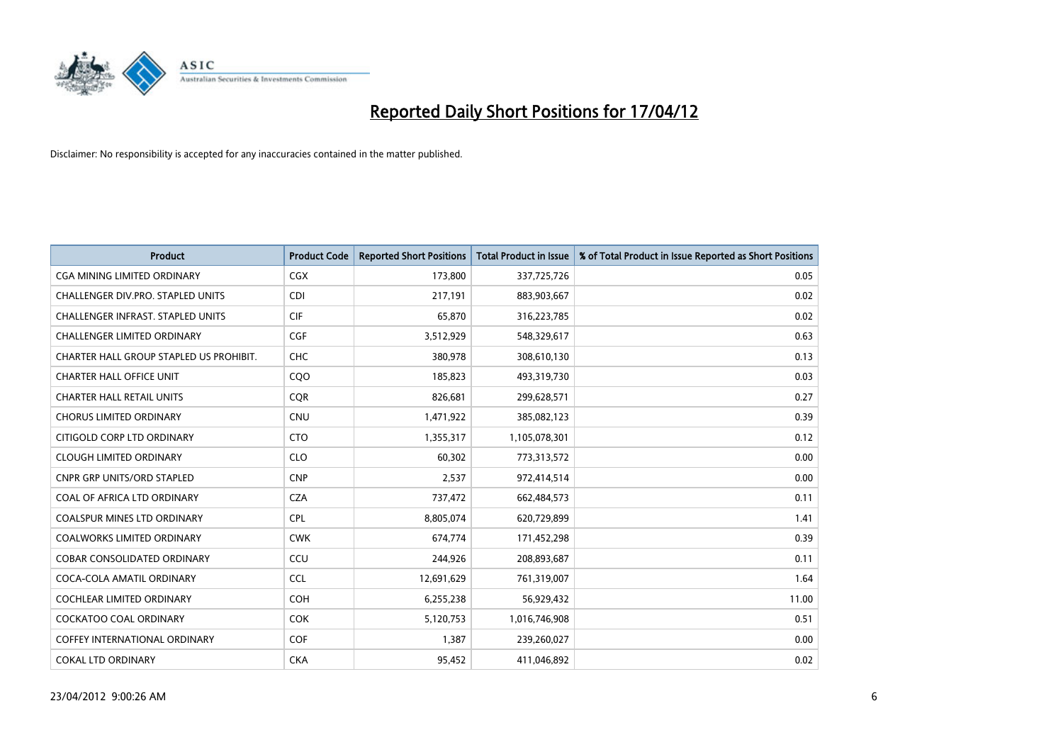# Reported Daily Short Positions for 17/04/12

Disclaimer: No responsibility is accepted for any inaccuracies contained in the matter published.

| Product | Product Code | Reported Short Positions | Total Product in Issue | % of Total Product in Issue Reported as Short Positions |
|---|---|---|---|---|
| CGA MINING LIMITED ORDINARY | CGX | 173,800 | 337,725,726 | 0.05 |
| CHALLENGER DIV.PRO. STAPLED UNITS | CDI | 217,191 | 883,903,667 | 0.02 |
| CHALLENGER INFRAST. STAPLED UNITS | CIF | 65,870 | 316,223,785 | 0.02 |
| CHALLENGER LIMITED ORDINARY | CGF | 3,512,929 | 548,329,617 | 0.63 |
| CHARTER HALL GROUP STAPLED US PROHIBIT. | CHC | 380,978 | 308,610,130 | 0.13 |
| CHARTER HALL OFFICE UNIT | CQO | 185,823 | 493,319,730 | 0.03 |
| CHARTER HALL RETAIL UNITS | CQR | 826,681 | 299,628,571 | 0.27 |
| CHORUS LIMITED ORDINARY | CNU | 1,471,922 | 385,082,123 | 0.39 |
| CITIGOLD CORP LTD ORDINARY | CTO | 1,355,317 | 1,105,078,301 | 0.12 |
| CLOUGH LIMITED ORDINARY | CLO | 60,302 | 773,313,572 | 0.00 |
| CNPR GRP UNITS/ORD STAPLED | CNP | 2,537 | 972,414,514 | 0.00 |
| COAL OF AFRICA LTD ORDINARY | CZA | 737,472 | 662,484,573 | 0.11 |
| COALSPUR MINES LTD ORDINARY | CPL | 8,805,074 | 620,729,899 | 1.41 |
| COALWORKS LIMITED ORDINARY | CWK | 674,774 | 171,452,298 | 0.39 |
| COBAR CONSOLIDATED ORDINARY | CCU | 244,926 | 208,893,687 | 0.11 |
| COCA-COLA AMATIL ORDINARY | CCL | 12,691,629 | 761,319,007 | 1.64 |
| COCHLEAR LIMITED ORDINARY | COH | 6,255,238 | 56,929,432 | 11.00 |
| COCKATOO COAL ORDINARY | COK | 5,120,753 | 1,016,746,908 | 0.51 |
| COFFEY INTERNATIONAL ORDINARY | COF | 1,387 | 239,260,027 | 0.00 |
| COKAL LTD ORDINARY | CKA | 95,452 | 411,046,892 | 0.02 |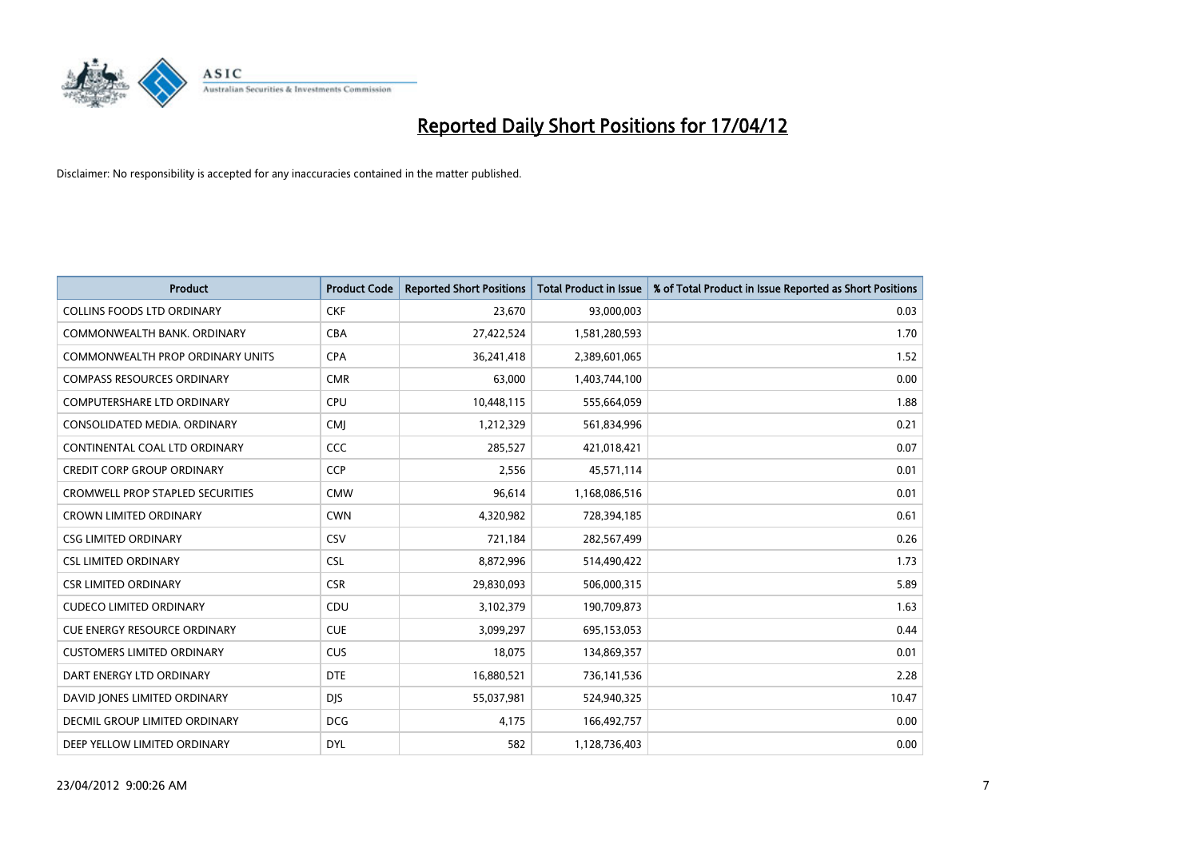# Reported Daily Short Positions for 17/04/12

Disclaimer: No responsibility is accepted for any inaccuracies contained in the matter published.

| Product | Product Code | Reported Short Positions | Total Product in Issue | % of Total Product in Issue Reported as Short Positions |
|---|---|---|---|---|
| COLLINS FOODS LTD ORDINARY | CKF | 23,670 | 93,000,003 | 0.03 |
| COMMONWEALTH BANK. ORDINARY | CBA | 27,422,524 | 1,581,280,593 | 1.70 |
| COMMONWEALTH PROP ORDINARY UNITS | CPA | 36,241,418 | 2,389,601,065 | 1.52 |
| COMPASS RESOURCES ORDINARY | CMR | 63,000 | 1,403,744,100 | 0.00 |
| COMPUTERSHARE LTD ORDINARY | CPU | 10,448,115 | 555,664,059 | 1.88 |
| CONSOLIDATED MEDIA. ORDINARY | CMJ | 1,212,329 | 561,834,996 | 0.21 |
| CONTINENTAL COAL LTD ORDINARY | CCC | 285,527 | 421,018,421 | 0.07 |
| CREDIT CORP GROUP ORDINARY | CCP | 2,556 | 45,571,114 | 0.01 |
| CROMWELL PROP STAPLED SECURITIES | CMW | 96,614 | 1,168,086,516 | 0.01 |
| CROWN LIMITED ORDINARY | CWN | 4,320,982 | 728,394,185 | 0.61 |
| CSG LIMITED ORDINARY | CSV | 721,184 | 282,567,499 | 0.26 |
| CSL LIMITED ORDINARY | CSL | 8,872,996 | 514,490,422 | 1.73 |
| CSR LIMITED ORDINARY | CSR | 29,830,093 | 506,000,315 | 5.89 |
| CUDECO LIMITED ORDINARY | CDU | 3,102,379 | 190,709,873 | 1.63 |
| CUE ENERGY RESOURCE ORDINARY | CUE | 3,099,297 | 695,153,053 | 0.44 |
| CUSTOMERS LIMITED ORDINARY | CUS | 18,075 | 134,869,357 | 0.01 |
| DART ENERGY LTD ORDINARY | DTE | 16,880,521 | 736,141,536 | 2.28 |
| DAVID JONES LIMITED ORDINARY | DJS | 55,037,981 | 524,940,325 | 10.47 |
| DECMIL GROUP LIMITED ORDINARY | DCG | 4,175 | 166,492,757 | 0.00 |
| DEEP YELLOW LIMITED ORDINARY | DYL | 582 | 1,128,736,403 | 0.00 |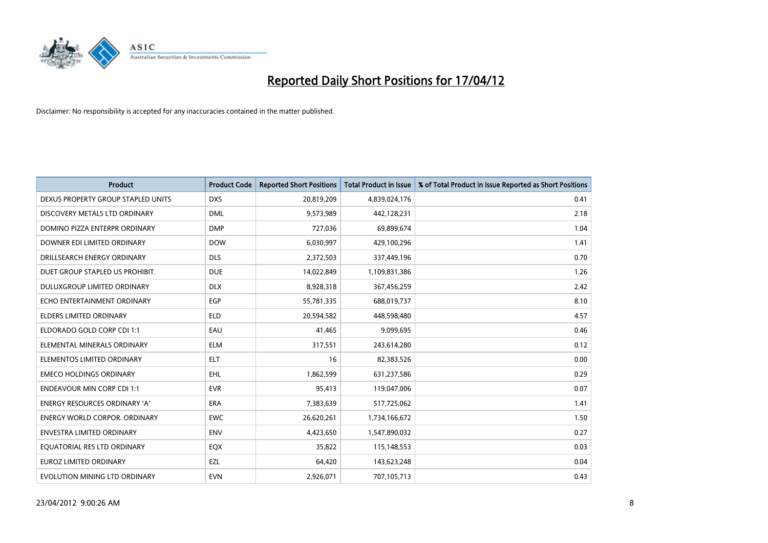# Reported Daily Short Positions for 17/04/12

Disclaimer: No responsibility is accepted for any inaccuracies contained in the matter published.

| Product | Product Code | Reported Short Positions | Total Product in Issue | % of Total Product in Issue Reported as Short Positions |
|---|---|---|---|---|
| DEXUS PROPERTY GROUP STAPLED UNITS | DXS | 20,819,209 | 4,839,024,176 | 0.41 |
| DISCOVERY METALS LTD ORDINARY | DML | 9,573,989 | 442,128,231 | 2.18 |
| DOMINO PIZZA ENTERPR ORDINARY | DMP | 727,036 | 69,899,674 | 1.04 |
| DOWNER EDI LIMITED ORDINARY | DOW | 6,030,997 | 429,100,296 | 1.41 |
| DRILLSEARCH ENERGY ORDINARY | DLS | 2,372,503 | 337,449,196 | 0.70 |
| DUET GROUP STAPLED US PROHIBIT. | DUE | 14,022,849 | 1,109,831,386 | 1.26 |
| DULUXGROUP LIMITED ORDINARY | DLX | 8,928,318 | 367,456,259 | 2.42 |
| ECHO ENTERTAINMENT ORDINARY | EGP | 55,781,335 | 688,019,737 | 8.10 |
| ELDERS LIMITED ORDINARY | ELD | 20,594,582 | 448,598,480 | 4.57 |
| ELDORADO GOLD CORP CDI 1:1 | EAU | 41,465 | 9,099,695 | 0.46 |
| ELEMENTAL MINERALS ORDINARY | ELM | 317,551 | 243,614,280 | 0.12 |
| ELEMENTOS LIMITED ORDINARY | ELT | 16 | 82,383,526 | 0.00 |
| EMECO HOLDINGS ORDINARY | EHL | 1,862,599 | 631,237,586 | 0.29 |
| ENDEAVOUR MIN CORP CDI 1:1 | EVR | 95,413 | 119,047,006 | 0.07 |
| ENERGY RESOURCES ORDINARY 'A' | ERA | 7,383,639 | 517,725,062 | 1.41 |
| ENERGY WORLD CORPOR. ORDINARY | EWC | 26,620,261 | 1,734,166,672 | 1.50 |
| ENVESTRA LIMITED ORDINARY | ENV | 4,423,650 | 1,547,890,032 | 0.27 |
| EQUATORIAL RES LTD ORDINARY | EQX | 35,822 | 115,148,553 | 0.03 |
| EUROZ LIMITED ORDINARY | EZL | 64,420 | 143,623,248 | 0.04 |
| EVOLUTION MINING LTD ORDINARY | EVN | 2,926,071 | 707,105,713 | 0.43 |

23/04/2012 9:00:26 AM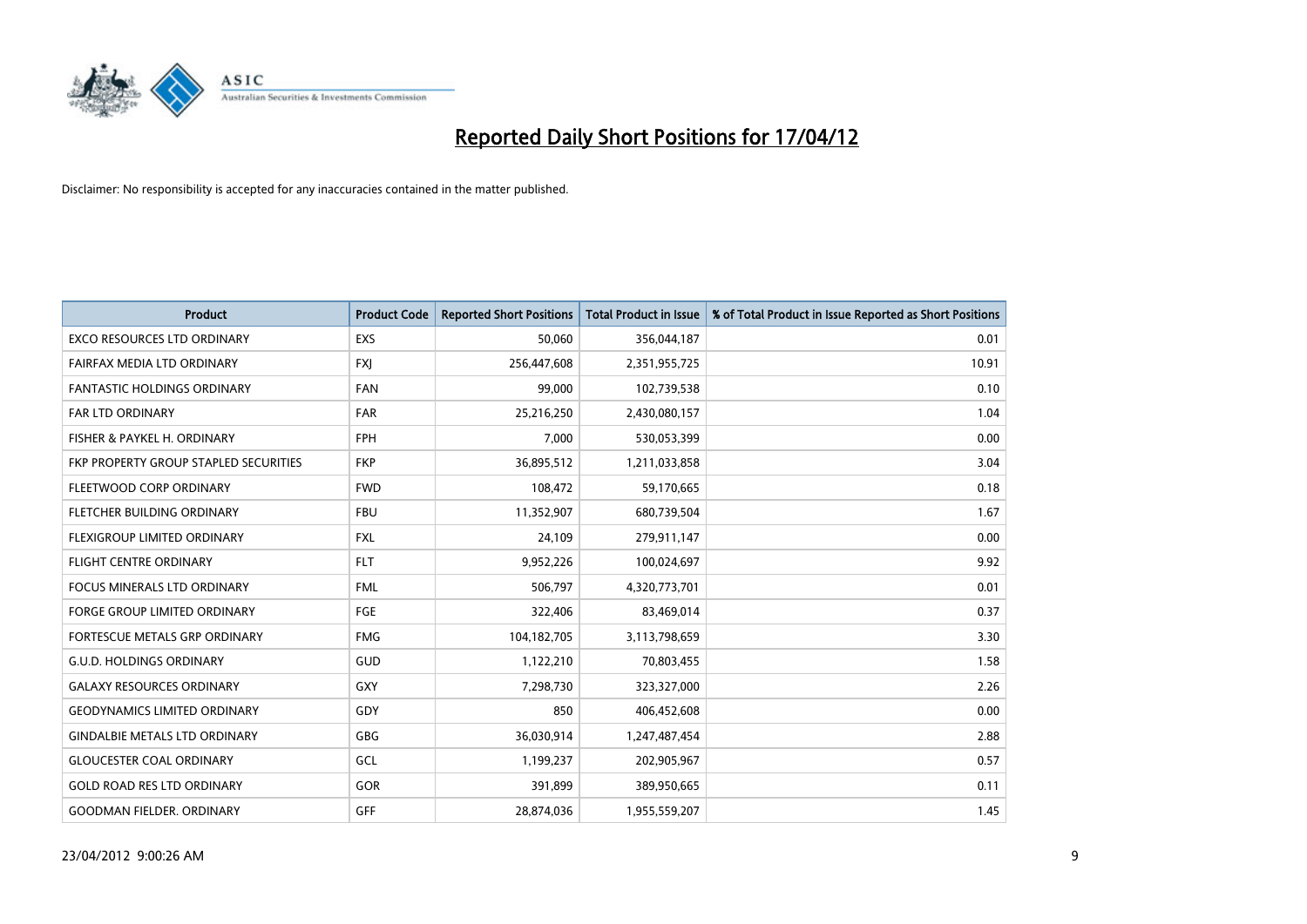# Reported Daily Short Positions for 17/04/12

Disclaimer: No responsibility is accepted for any inaccuracies contained in the matter published.

| Product | Product Code | Reported Short Positions | Total Product in Issue | % of Total Product in Issue Reported as Short Positions |
|---|---|---|---|---|
| EXCO RESOURCES LTD ORDINARY | EXS | 50,060 | 356,044,187 | 0.01 |
| FAIRFAX MEDIA LTD ORDINARY | FXJ | 256,447,608 | 2,351,955,725 | 10.91 |
| FANTASTIC HOLDINGS ORDINARY | FAN | 99,000 | 102,739,538 | 0.10 |
| FAR LTD ORDINARY | FAR | 25,216,250 | 2,430,080,157 | 1.04 |
| FISHER & PAYKEL H. ORDINARY | FPH | 7,000 | 530,053,399 | 0.00 |
| FKP PROPERTY GROUP STAPLED SECURITIES | FKP | 36,895,512 | 1,211,033,858 | 3.04 |
| FLEETWOOD CORP ORDINARY | FWD | 108,472 | 59,170,665 | 0.18 |
| FLETCHER BUILDING ORDINARY | FBU | 11,352,907 | 680,739,504 | 1.67 |
| FLEXIGROUP LIMITED ORDINARY | FXL | 24,109 | 279,911,147 | 0.00 |
| FLIGHT CENTRE ORDINARY | FLT | 9,952,226 | 100,024,697 | 9.92 |
| FOCUS MINERALS LTD ORDINARY | FML | 506,797 | 4,320,773,701 | 0.01 |
| FORGE GROUP LIMITED ORDINARY | FGE | 322,406 | 83,469,014 | 0.37 |
| FORTESCUE METALS GRP ORDINARY | FMG | 104,182,705 | 3,113,798,659 | 3.30 |
| G.U.D. HOLDINGS ORDINARY | GUD | 1,122,210 | 70,803,455 | 1.58 |
| GALAXY RESOURCES ORDINARY | GXY | 7,298,730 | 323,327,000 | 2.26 |
| GEODYNAMICS LIMITED ORDINARY | GDY | 850 | 406,452,608 | 0.00 |
| GINDALBIE METALS LTD ORDINARY | GBG | 36,030,914 | 1,247,487,454 | 2.88 |
| GLOUCESTER COAL ORDINARY | GCL | 1,199,237 | 202,905,967 | 0.57 |
| GOLD ROAD RES LTD ORDINARY | GOR | 391,899 | 389,950,665 | 0.11 |
| GOODMAN FIELDER. ORDINARY | GFF | 28,874,036 | 1,955,559,207 | 1.45 |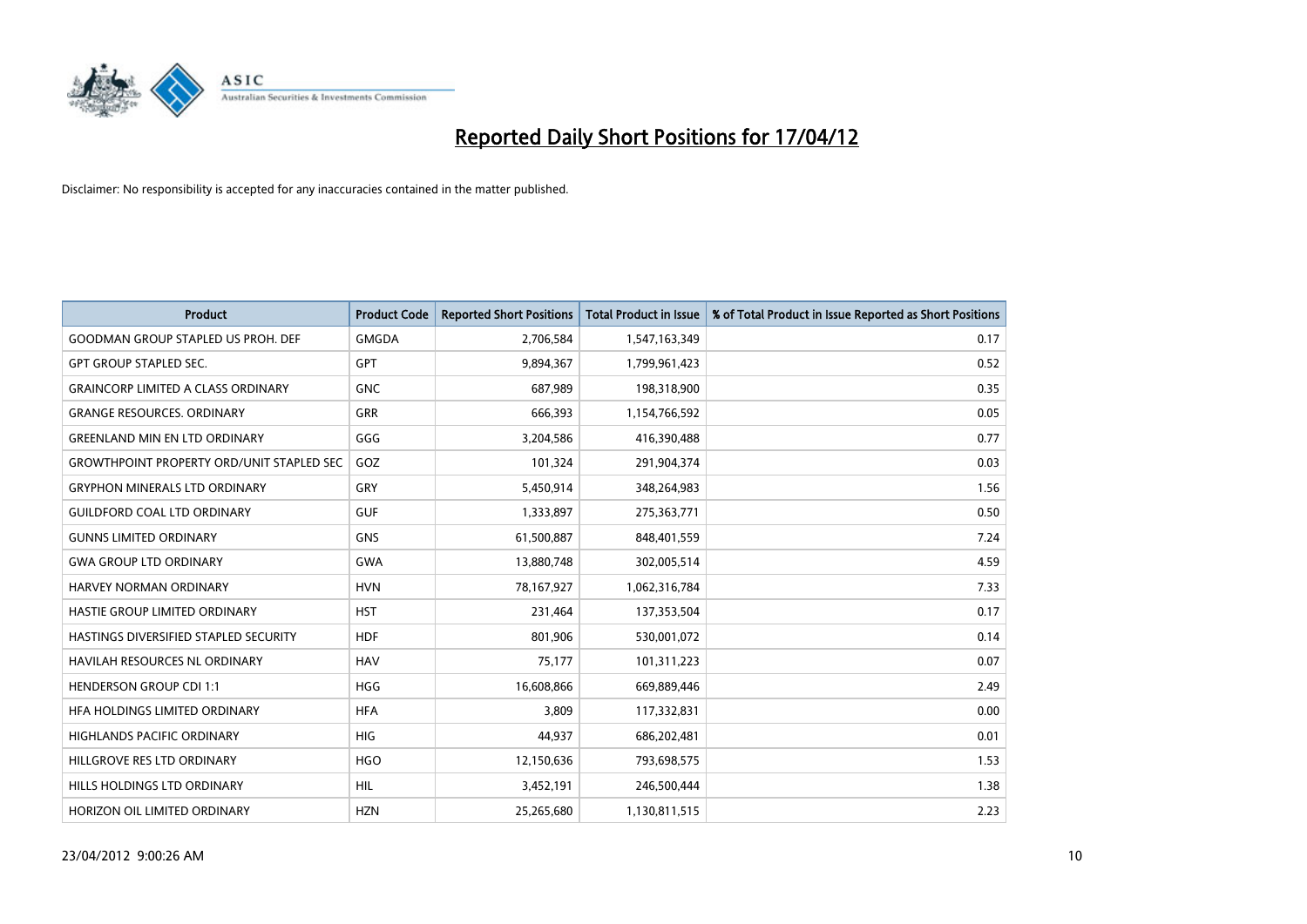# Reported Daily Short Positions for 17/04/12

Disclaimer: No responsibility is accepted for any inaccuracies contained in the matter published.

| Product | Product Code | Reported Short Positions | Total Product in Issue | % of Total Product in Issue Reported as Short Positions |
|---|---|---|---|---|
| GOODMAN GROUP STAPLED US PROH. DEF | GMGDA | 2,706,584 | 1,547,163,349 | 0.17 |
| GPT GROUP STAPLED SEC. | GPT | 9,894,367 | 1,799,961,423 | 0.52 |
| GRAINCORP LIMITED A CLASS ORDINARY | GNC | 687,989 | 198,318,900 | 0.35 |
| GRANGE RESOURCES. ORDINARY | GRR | 666,393 | 1,154,766,592 | 0.05 |
| GREENLAND MIN EN LTD ORDINARY | GGG | 3,204,586 | 416,390,488 | 0.77 |
| GROWTHPOINT PROPERTY ORD/UNIT STAPLED SEC | GOZ | 101,324 | 291,904,374 | 0.03 |
| GRYPHON MINERALS LTD ORDINARY | GRY | 5,450,914 | 348,264,983 | 1.56 |
| GUILDFORD COAL LTD ORDINARY | GUF | 1,333,897 | 275,363,771 | 0.50 |
| GUNNS LIMITED ORDINARY | GNS | 61,500,887 | 848,401,559 | 7.24 |
| GWA GROUP LTD ORDINARY | GWA | 13,880,748 | 302,005,514 | 4.59 |
| HARVEY NORMAN ORDINARY | HVN | 78,167,927 | 1,062,316,784 | 7.33 |
| HASTIE GROUP LIMITED ORDINARY | HST | 231,464 | 137,353,504 | 0.17 |
| HASTINGS DIVERSIFIED STAPLED SECURITY | HDF | 801,906 | 530,001,072 | 0.14 |
| HAVILAH RESOURCES NL ORDINARY | HAV | 75,177 | 101,311,223 | 0.07 |
| HENDERSON GROUP CDI 1:1 | HGG | 16,608,866 | 669,889,446 | 2.49 |
| HFA HOLDINGS LIMITED ORDINARY | HFA | 3,809 | 117,332,831 | 0.00 |
| HIGHLANDS PACIFIC ORDINARY | HIG | 44,937 | 686,202,481 | 0.01 |
| HILLGROVE RES LTD ORDINARY | HGO | 12,150,636 | 793,698,575 | 1.53 |
| HILLS HOLDINGS LTD ORDINARY | HIL | 3,452,191 | 246,500,444 | 1.38 |
| HORIZON OIL LIMITED ORDINARY | HZN | 25,265,680 | 1,130,811,515 | 2.23 |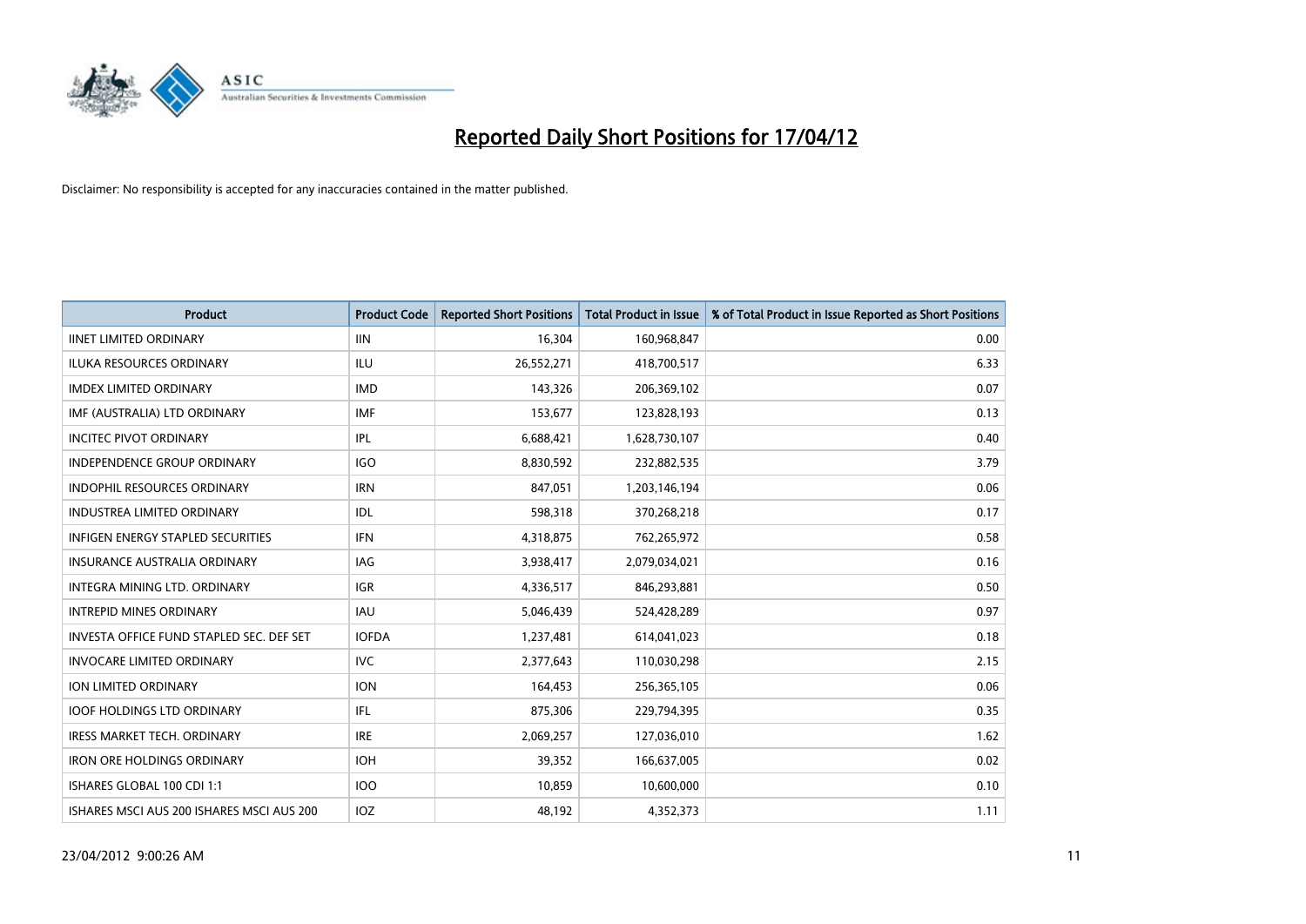# Reported Daily Short Positions for 17/04/12

Disclaimer: No responsibility is accepted for any inaccuracies contained in the matter published.

| Product | Product Code | Reported Short Positions | Total Product in Issue | % of Total Product in Issue Reported as Short Positions |
|---|---|---|---|---|
| IINET LIMITED ORDINARY | IIN | 16,304 | 160,968,847 | 0.00 |
| ILUKA RESOURCES ORDINARY | ILU | 26,552,271 | 418,700,517 | 6.33 |
| IMDEX LIMITED ORDINARY | IMD | 143,326 | 206,369,102 | 0.07 |
| IMF (AUSTRALIA) LTD ORDINARY | IMF | 153,677 | 123,828,193 | 0.13 |
| INCITEC PIVOT ORDINARY | IPL | 6,688,421 | 1,628,730,107 | 0.40 |
| INDEPENDENCE GROUP ORDINARY | IGO | 8,830,592 | 232,882,535 | 3.79 |
| INDOPHIL RESOURCES ORDINARY | IRN | 847,051 | 1,203,146,194 | 0.06 |
| INDUSTREA LIMITED ORDINARY | IDL | 598,318 | 370,268,218 | 0.17 |
| INFIGEN ENERGY STAPLED SECURITIES | IFN | 4,318,875 | 762,265,972 | 0.58 |
| INSURANCE AUSTRALIA ORDINARY | IAG | 3,938,417 | 2,079,034,021 | 0.16 |
| INTEGRA MINING LTD. ORDINARY | IGR | 4,336,517 | 846,293,881 | 0.50 |
| INTREPID MINES ORDINARY | IAU | 5,046,439 | 524,428,289 | 0.97 |
| INVESTA OFFICE FUND STAPLED SEC. DEF SET | IOFDA | 1,237,481 | 614,041,023 | 0.18 |
| INVOCARE LIMITED ORDINARY | IVC | 2,377,643 | 110,030,298 | 2.15 |
| ION LIMITED ORDINARY | ION | 164,453 | 256,365,105 | 0.06 |
| IOOF HOLDINGS LTD ORDINARY | IFL | 875,306 | 229,794,395 | 0.35 |
| IRESS MARKET TECH. ORDINARY | IRE | 2,069,257 | 127,036,010 | 1.62 |
| IRON ORE HOLDINGS ORDINARY | IOH | 39,352 | 166,637,005 | 0.02 |
| ISHARES GLOBAL 100 CDI 1:1 | IOO | 10,859 | 10,600,000 | 0.10 |
| ISHARES MSCI AUS 200 ISHARES MSCI AUS 200 | IOZ | 48,192 | 4,352,373 | 1.11 |

23/04/2012 9:00:26 AM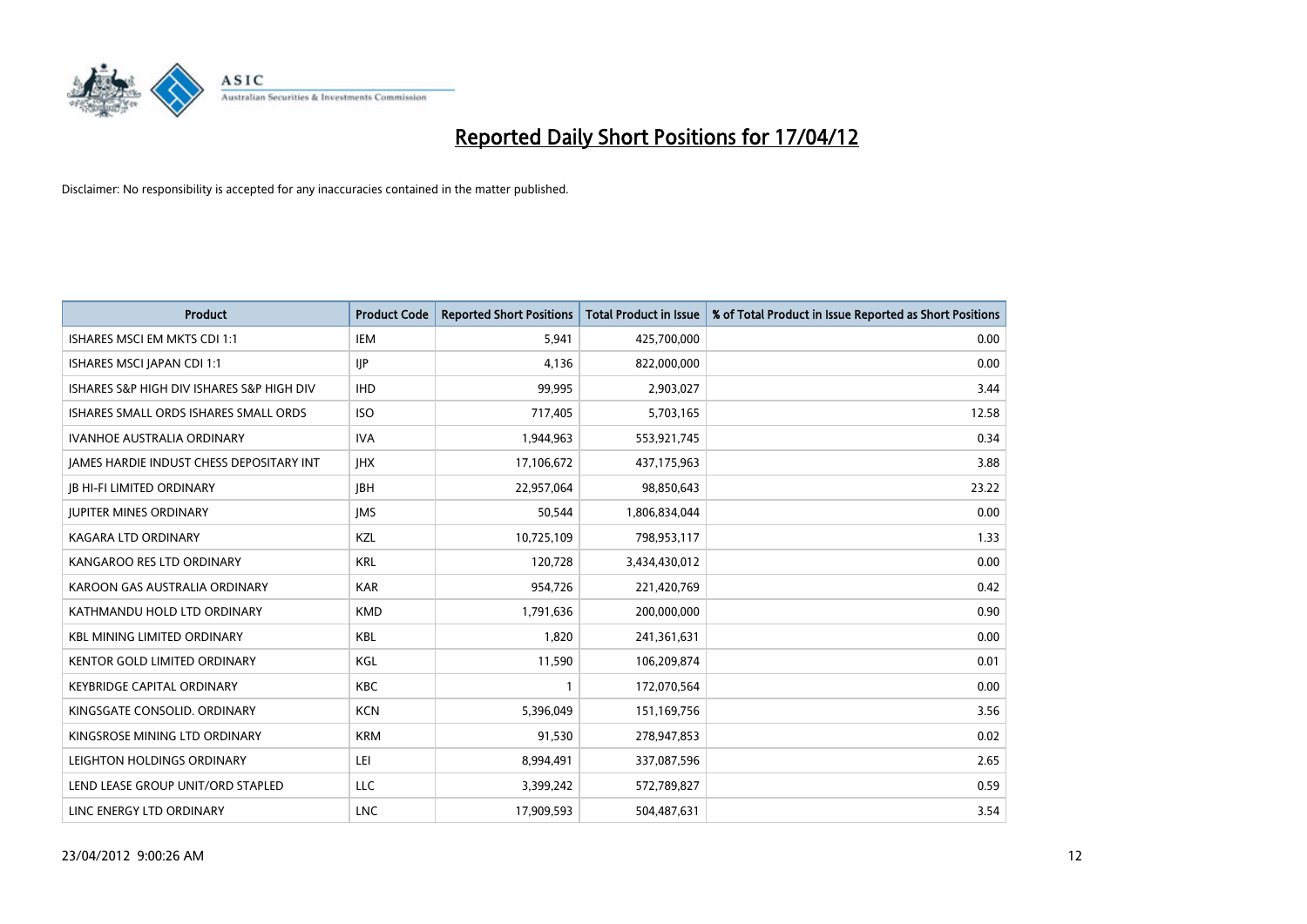# Reported Daily Short Positions for 17/04/12

Disclaimer: No responsibility is accepted for any inaccuracies contained in the matter published.

| Product | Product Code | Reported Short Positions | Total Product in Issue | % of Total Product in Issue Reported as Short Positions |
|---|---|---|---|---|
| ISHARES MSCI EM MKTS CDI 1:1 | IEM | 5,941 | 425,700,000 | 0.00 |
| ISHARES MSCI JAPAN CDI 1:1 | IJP | 4,136 | 822,000,000 | 0.00 |
| ISHARES S&P HIGH DIV ISHARES S&P HIGH DIV | IHD | 99,995 | 2,903,027 | 3.44 |
| ISHARES SMALL ORDS ISHARES SMALL ORDS | ISO | 717,405 | 5,703,165 | 12.58 |
| IVANHOE AUSTRALIA ORDINARY | IVA | 1,944,963 | 553,921,745 | 0.34 |
| JAMES HARDIE INDUST CHESS DEPOSITARY INT | JHX | 17,106,672 | 437,175,963 | 3.88 |
| JB HI-FI LIMITED ORDINARY | JBH | 22,957,064 | 98,850,643 | 23.22 |
| JUPITER MINES ORDINARY | JMS | 50,544 | 1,806,834,044 | 0.00 |
| KAGARA LTD ORDINARY | KZL | 10,725,109 | 798,953,117 | 1.33 |
| KANGAROO RES LTD ORDINARY | KRL | 120,728 | 3,434,430,012 | 0.00 |
| KAROON GAS AUSTRALIA ORDINARY | KAR | 954,726 | 221,420,769 | 0.42 |
| KATHMANDU HOLD LTD ORDINARY | KMD | 1,791,636 | 200,000,000 | 0.90 |
| KBL MINING LIMITED ORDINARY | KBL | 1,820 | 241,361,631 | 0.00 |
| KENTOR GOLD LIMITED ORDINARY | KGL | 11,590 | 106,209,874 | 0.01 |
| KEYBRIDGE CAPITAL ORDINARY | KBC | 1 | 172,070,564 | 0.00 |
| KINGSGATE CONSOLID. ORDINARY | KCN | 5,396,049 | 151,169,756 | 3.56 |
| KINGSROSE MINING LTD ORDINARY | KRM | 91,530 | 278,947,853 | 0.02 |
| LEIGHTON HOLDINGS ORDINARY | LEI | 8,994,491 | 337,087,596 | 2.65 |
| LEND LEASE GROUP UNIT/ORD STAPLED | LLC | 3,399,242 | 572,789,827 | 0.59 |
| LINC ENERGY LTD ORDINARY | LNC | 17,909,593 | 504,487,631 | 3.54 |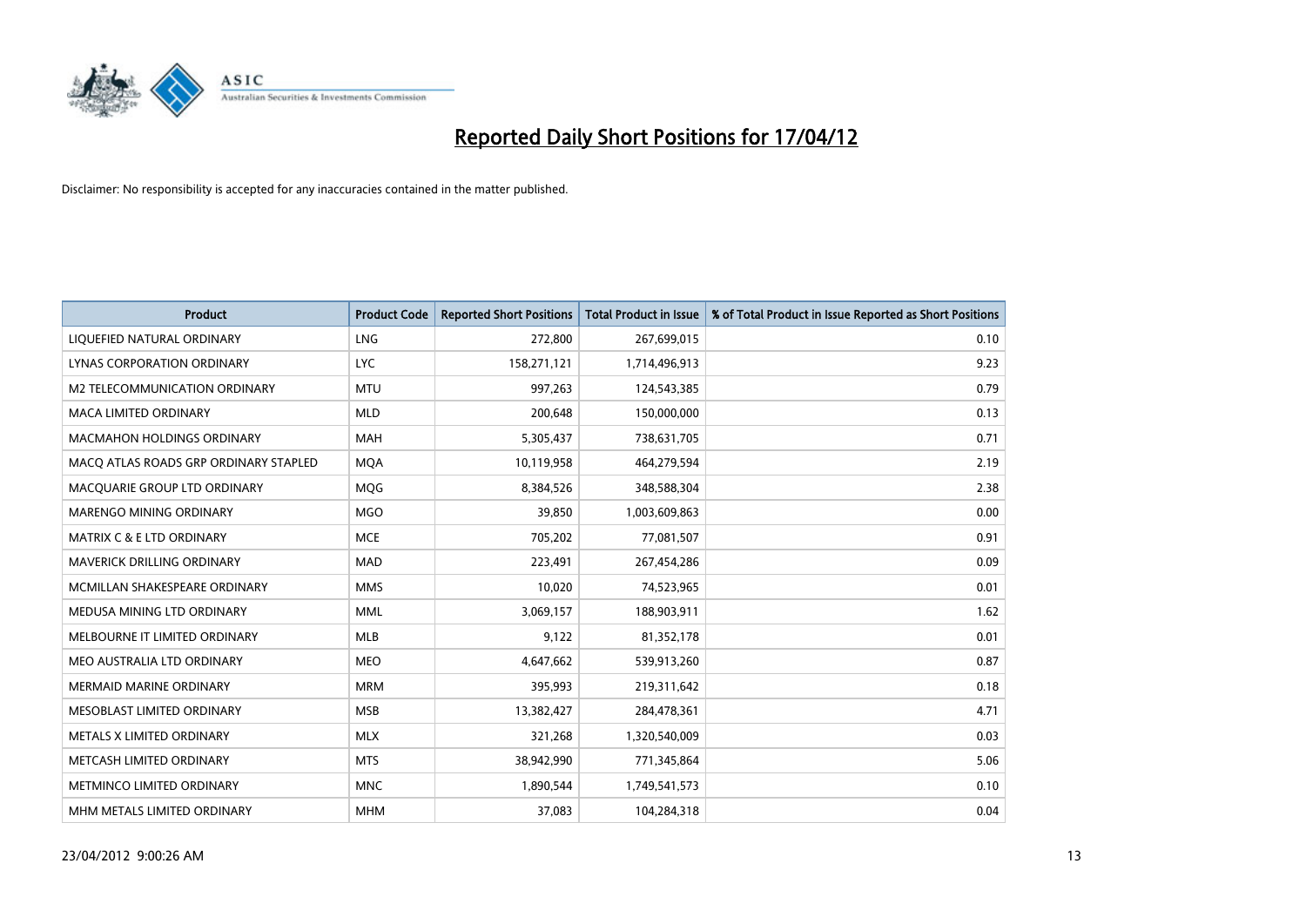# Reported Daily Short Positions for 17/04/12

Disclaimer: No responsibility is accepted for any inaccuracies contained in the matter published.

| Product | Product Code | Reported Short Positions | Total Product in Issue | % of Total Product in Issue Reported as Short Positions |
|---|---|---|---|---|
| LIQUEFIED NATURAL ORDINARY | LNG | 272,800 | 267,699,015 | 0.10 |
| LYNAS CORPORATION ORDINARY | LYC | 158,271,121 | 1,714,496,913 | 9.23 |
| M2 TELECOMMUNICATION ORDINARY | MTU | 997,263 | 124,543,385 | 0.79 |
| MACA LIMITED ORDINARY | MLD | 200,648 | 150,000,000 | 0.13 |
| MACMAHON HOLDINGS ORDINARY | MAH | 5,305,437 | 738,631,705 | 0.71 |
| MACQ ATLAS ROADS GRP ORDINARY STAPLED | MQA | 10,119,958 | 464,279,594 | 2.19 |
| MACQUARIE GROUP LTD ORDINARY | MQG | 8,384,526 | 348,588,304 | 2.38 |
| MARENGO MINING ORDINARY | MGO | 39,850 | 1,003,609,863 | 0.00 |
| MATRIX C & E LTD ORDINARY | MCE | 705,202 | 77,081,507 | 0.91 |
| MAVERICK DRILLING ORDINARY | MAD | 223,491 | 267,454,286 | 0.09 |
| MCMILLAN SHAKESPEARE ORDINARY | MMS | 10,020 | 74,523,965 | 0.01 |
| MEDUSA MINING LTD ORDINARY | MML | 3,069,157 | 188,903,911 | 1.62 |
| MELBOURNE IT LIMITED ORDINARY | MLB | 9,122 | 81,352,178 | 0.01 |
| MEO AUSTRALIA LTD ORDINARY | MEO | 4,647,662 | 539,913,260 | 0.87 |
| MERMAID MARINE ORDINARY | MRM | 395,993 | 219,311,642 | 0.18 |
| MESOBLAST LIMITED ORDINARY | MSB | 13,382,427 | 284,478,361 | 4.71 |
| METALS X LIMITED ORDINARY | MLX | 321,268 | 1,320,540,009 | 0.03 |
| METCASH LIMITED ORDINARY | MTS | 38,942,990 | 771,345,864 | 5.06 |
| METMINCO LIMITED ORDINARY | MNC | 1,890,544 | 1,749,541,573 | 0.10 |
| MHM METALS LIMITED ORDINARY | MHM | 37,083 | 104,284,318 | 0.04 |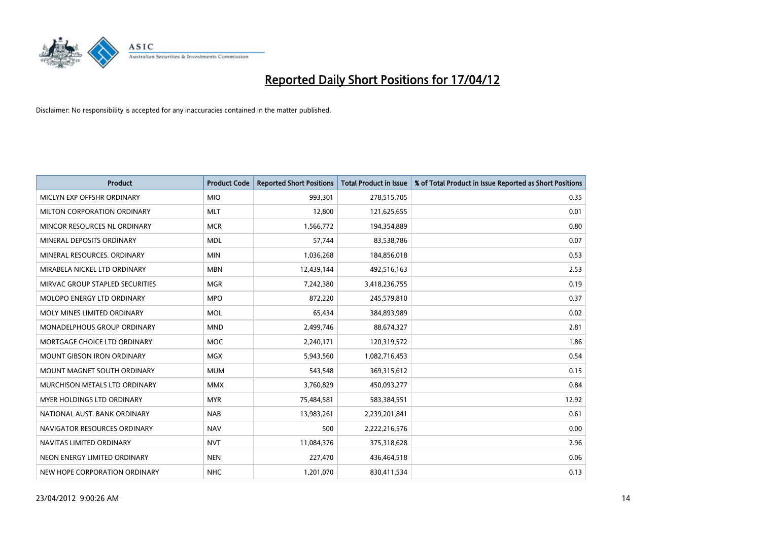# Reported Daily Short Positions for 17/04/12

Disclaimer: No responsibility is accepted for any inaccuracies contained in the matter published.

| Product | Product Code | Reported Short Positions | Total Product in Issue | % of Total Product in Issue Reported as Short Positions |
|---|---|---|---|---|
| MICLYN EXP OFFSHR ORDINARY | MIO | 993,301 | 278,515,705 | 0.35 |
| MILTON CORPORATION ORDINARY | MLT | 12,800 | 121,625,655 | 0.01 |
| MINCOR RESOURCES NL ORDINARY | MCR | 1,566,772 | 194,354,889 | 0.80 |
| MINERAL DEPOSITS ORDINARY | MDL | 57,744 | 83,538,786 | 0.07 |
| MINERAL RESOURCES. ORDINARY | MIN | 1,036,268 | 184,856,018 | 0.53 |
| MIRABELA NICKEL LTD ORDINARY | MBN | 12,439,144 | 492,516,163 | 2.53 |
| MIRVAC GROUP STAPLED SECURITIES | MGR | 7,242,380 | 3,418,236,755 | 0.19 |
| MOLOPO ENERGY LTD ORDINARY | MPO | 872,220 | 245,579,810 | 0.37 |
| MOLY MINES LIMITED ORDINARY | MOL | 65,434 | 384,893,989 | 0.02 |
| MONADELPHOUS GROUP ORDINARY | MND | 2,499,746 | 88,674,327 | 2.81 |
| MORTGAGE CHOICE LTD ORDINARY | MOC | 2,240,171 | 120,319,572 | 1.86 |
| MOUNT GIBSON IRON ORDINARY | MGX | 5,943,560 | 1,082,716,453 | 0.54 |
| MOUNT MAGNET SOUTH ORDINARY | MUM | 543,548 | 369,315,612 | 0.15 |
| MURCHISON METALS LTD ORDINARY | MMX | 3,760,829 | 450,093,277 | 0.84 |
| MYER HOLDINGS LTD ORDINARY | MYR | 75,484,581 | 583,384,551 | 12.92 |
| NATIONAL AUST. BANK ORDINARY | NAB | 13,983,261 | 2,239,201,841 | 0.61 |
| NAVIGATOR RESOURCES ORDINARY | NAV | 500 | 2,222,216,576 | 0.00 |
| NAVITAS LIMITED ORDINARY | NVT | 11,084,376 | 375,318,628 | 2.96 |
| NEON ENERGY LIMITED ORDINARY | NEN | 227,470 | 436,464,518 | 0.06 |
| NEW HOPE CORPORATION ORDINARY | NHC | 1,201,070 | 830,411,534 | 0.13 |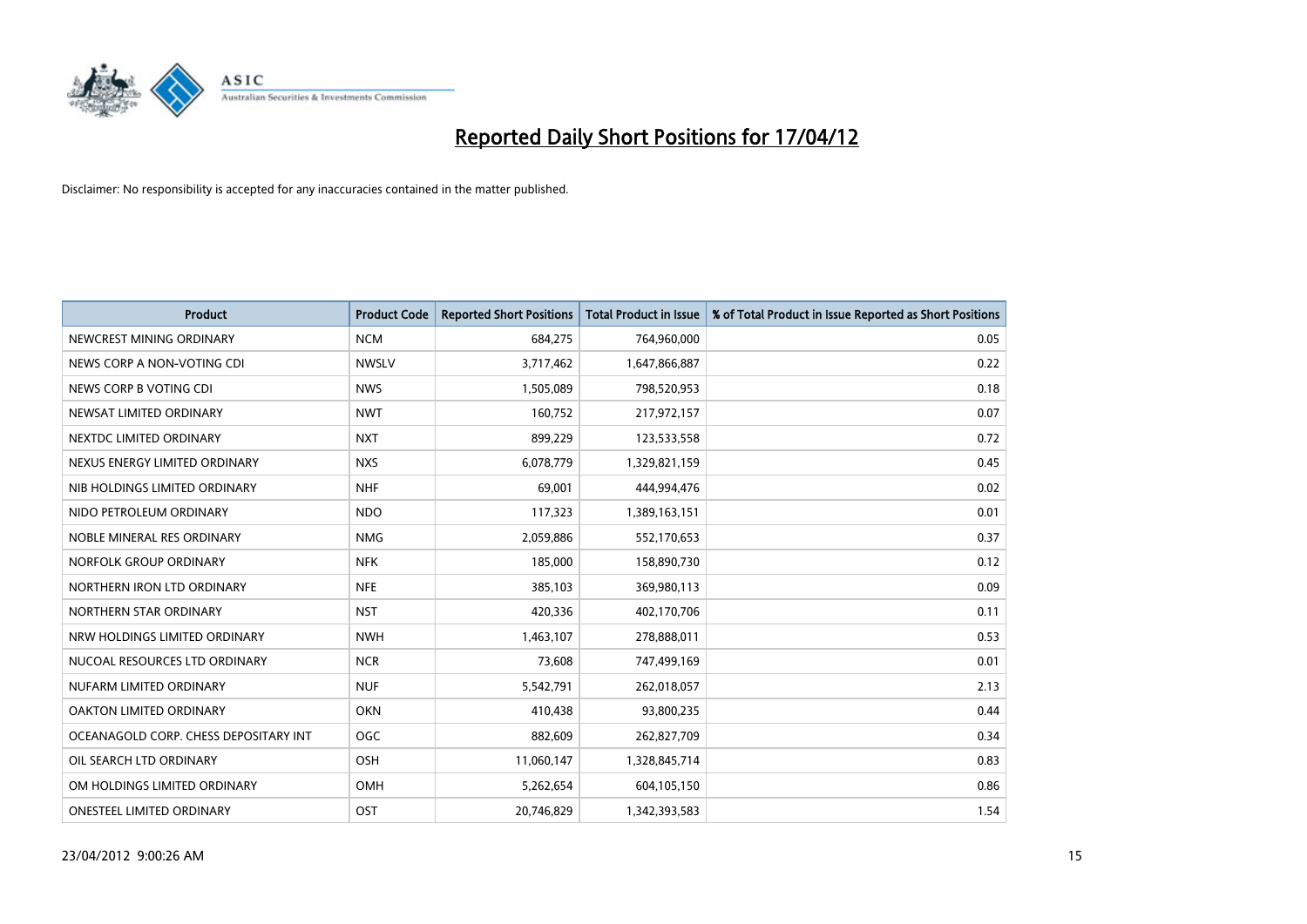# Reported Daily Short Positions for 17/04/12

Disclaimer: No responsibility is accepted for any inaccuracies contained in the matter published.

| Product | Product Code | Reported Short Positions | Total Product in Issue | % of Total Product in Issue Reported as Short Positions |
|---|---|---|---|---|
| NEWCREST MINING ORDINARY | NCM | 684,275 | 764,960,000 | 0.05 |
| NEWS CORP A NON-VOTING CDI | NWSLV | 3,717,462 | 1,647,866,887 | 0.22 |
| NEWS CORP B VOTING CDI | NWS | 1,505,089 | 798,520,953 | 0.18 |
| NEWSAT LIMITED ORDINARY | NWT | 160,752 | 217,972,157 | 0.07 |
| NEXTDC LIMITED ORDINARY | NXT | 899,229 | 123,533,558 | 0.72 |
| NEXUS ENERGY LIMITED ORDINARY | NXS | 6,078,779 | 1,329,821,159 | 0.45 |
| NIB HOLDINGS LIMITED ORDINARY | NHF | 69,001 | 444,994,476 | 0.02 |
| NIDO PETROLEUM ORDINARY | NDO | 117,323 | 1,389,163,151 | 0.01 |
| NOBLE MINERAL RES ORDINARY | NMG | 2,059,886 | 552,170,653 | 0.37 |
| NORFOLK GROUP ORDINARY | NFK | 185,000 | 158,890,730 | 0.12 |
| NORTHERN IRON LTD ORDINARY | NFE | 385,103 | 369,980,113 | 0.09 |
| NORTHERN STAR ORDINARY | NST | 420,336 | 402,170,706 | 0.11 |
| NRW HOLDINGS LIMITED ORDINARY | NWH | 1,463,107 | 278,888,011 | 0.53 |
| NUCOAL RESOURCES LTD ORDINARY | NCR | 73,608 | 747,499,169 | 0.01 |
| NUFARM LIMITED ORDINARY | NUF | 5,542,791 | 262,018,057 | 2.13 |
| OAKTON LIMITED ORDINARY | OKN | 410,438 | 93,800,235 | 0.44 |
| OCEANAGOLD CORP. CHESS DEPOSITARY INT | OGC | 882,609 | 262,827,709 | 0.34 |
| OIL SEARCH LTD ORDINARY | OSH | 11,060,147 | 1,328,845,714 | 0.83 |
| OM HOLDINGS LIMITED ORDINARY | OMH | 5,262,654 | 604,105,150 | 0.86 |
| ONESTEEL LIMITED ORDINARY | OST | 20,746,829 | 1,342,393,583 | 1.54 |

23/04/2012 9:00:26 AM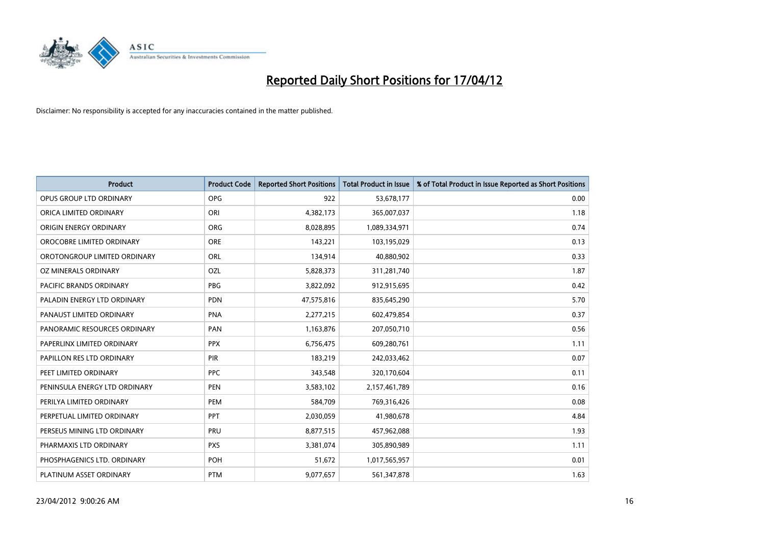# Reported Daily Short Positions for 17/04/12

Disclaimer: No responsibility is accepted for any inaccuracies contained in the matter published.

| Product | Product Code | Reported Short Positions | Total Product in Issue | % of Total Product in Issue Reported as Short Positions |
|---|---|---|---|---|
| OPUS GROUP LTD ORDINARY | OPG | 922 | 53,678,177 | 0.00 |
| ORICA LIMITED ORDINARY | ORI | 4,382,173 | 365,007,037 | 1.18 |
| ORIGIN ENERGY ORDINARY | ORG | 8,028,895 | 1,089,334,971 | 0.74 |
| OROCOBRE LIMITED ORDINARY | ORE | 143,221 | 103,195,029 | 0.13 |
| OROTONGROUP LIMITED ORDINARY | ORL | 134,914 | 40,880,902 | 0.33 |
| OZ MINERALS ORDINARY | OZL | 5,828,373 | 311,281,740 | 1.87 |
| PACIFIC BRANDS ORDINARY | PBG | 3,822,092 | 912,915,695 | 0.42 |
| PALADIN ENERGY LTD ORDINARY | PDN | 47,575,816 | 835,645,290 | 5.70 |
| PANAUST LIMITED ORDINARY | PNA | 2,277,215 | 602,479,854 | 0.37 |
| PANORAMIC RESOURCES ORDINARY | PAN | 1,163,876 | 207,050,710 | 0.56 |
| PAPERLINX LIMITED ORDINARY | PPX | 6,756,475 | 609,280,761 | 1.11 |
| PAPILLON RES LTD ORDINARY | PIR | 183,219 | 242,033,462 | 0.07 |
| PEET LIMITED ORDINARY | PPC | 343,548 | 320,170,604 | 0.11 |
| PENINSULA ENERGY LTD ORDINARY | PEN | 3,583,102 | 2,157,461,789 | 0.16 |
| PERILYA LIMITED ORDINARY | PEM | 584,709 | 769,316,426 | 0.08 |
| PERPETUAL LIMITED ORDINARY | PPT | 2,030,059 | 41,980,678 | 4.84 |
| PERSEUS MINING LTD ORDINARY | PRU | 8,877,515 | 457,962,088 | 1.93 |
| PHARMAXIS LTD ORDINARY | PXS | 3,381,074 | 305,890,989 | 1.11 |
| PHOSPHAGENICS LTD. ORDINARY | POH | 51,672 | 1,017,565,957 | 0.01 |
| PLATINUM ASSET ORDINARY | PTM | 9,077,657 | 561,347,878 | 1.63 |

23/04/2012 9:00:26 AM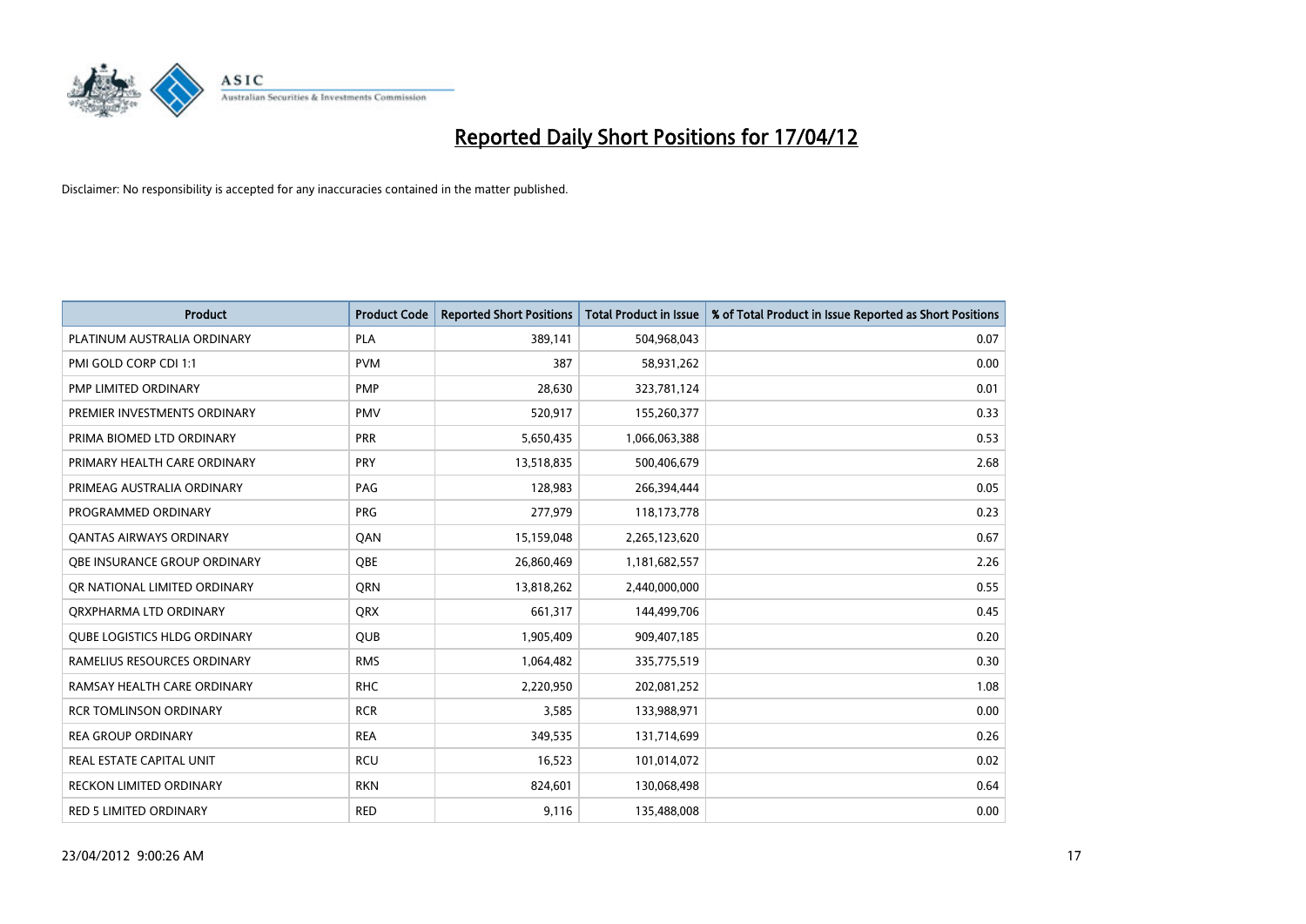# Reported Daily Short Positions for 17/04/12

Disclaimer: No responsibility is accepted for any inaccuracies contained in the matter published.

| Product | Product Code | Reported Short Positions | Total Product in Issue | % of Total Product in Issue Reported as Short Positions |
|---|---|---|---|---|
| PLATINUM AUSTRALIA ORDINARY | PLA | 389,141 | 504,968,043 | 0.07 |
| PMI GOLD CORP CDI 1:1 | PVM | 387 | 58,931,262 | 0.00 |
| PMP LIMITED ORDINARY | PMP | 28,630 | 323,781,124 | 0.01 |
| PREMIER INVESTMENTS ORDINARY | PMV | 520,917 | 155,260,377 | 0.33 |
| PRIMA BIOMED LTD ORDINARY | PRR | 5,650,435 | 1,066,063,388 | 0.53 |
| PRIMARY HEALTH CARE ORDINARY | PRY | 13,518,835 | 500,406,679 | 2.68 |
| PRIMEAG AUSTRALIA ORDINARY | PAG | 128,983 | 266,394,444 | 0.05 |
| PROGRAMMED ORDINARY | PRG | 277,979 | 118,173,778 | 0.23 |
| QANTAS AIRWAYS ORDINARY | QAN | 15,159,048 | 2,265,123,620 | 0.67 |
| QBE INSURANCE GROUP ORDINARY | QBE | 26,860,469 | 1,181,682,557 | 2.26 |
| QR NATIONAL LIMITED ORDINARY | QRN | 13,818,262 | 2,440,000,000 | 0.55 |
| QRXPHARMA LTD ORDINARY | QRX | 661,317 | 144,499,706 | 0.45 |
| QUBE LOGISTICS HLDG ORDINARY | QUB | 1,905,409 | 909,407,185 | 0.20 |
| RAMELIUS RESOURCES ORDINARY | RMS | 1,064,482 | 335,775,519 | 0.30 |
| RAMSAY HEALTH CARE ORDINARY | RHC | 2,220,950 | 202,081,252 | 1.08 |
| RCR TOMLINSON ORDINARY | RCR | 3,585 | 133,988,971 | 0.00 |
| REA GROUP ORDINARY | REA | 349,535 | 131,714,699 | 0.26 |
| REAL ESTATE CAPITAL UNIT | RCU | 16,523 | 101,014,072 | 0.02 |
| RECKON LIMITED ORDINARY | RKN | 824,601 | 130,068,498 | 0.64 |
| RED 5 LIMITED ORDINARY | RED | 9,116 | 135,488,008 | 0.00 |

23/04/2012 9:00:26 AM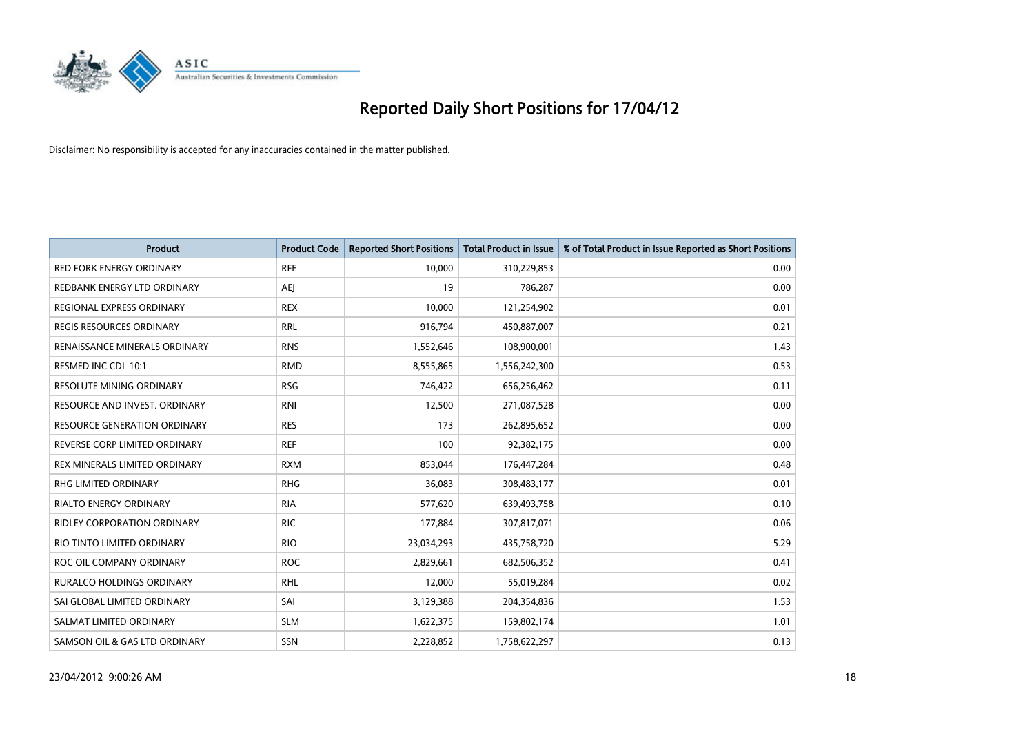# Reported Daily Short Positions for 17/04/12

Disclaimer: No responsibility is accepted for any inaccuracies contained in the matter published.

| Product | Product Code | Reported Short Positions | Total Product in Issue | % of Total Product in Issue Reported as Short Positions |
|---|---|---|---|---|
| RED FORK ENERGY ORDINARY | RFE | 10,000 | 310,229,853 | 0.00 |
| REDBANK ENERGY LTD ORDINARY | AEJ | 19 | 786,287 | 0.00 |
| REGIONAL EXPRESS ORDINARY | REX | 10,000 | 121,254,902 | 0.01 |
| REGIS RESOURCES ORDINARY | RRL | 916,794 | 450,887,007 | 0.21 |
| RENAISSANCE MINERALS ORDINARY | RNS | 1,552,646 | 108,900,001 | 1.43 |
| RESMED INC CDI 10:1 | RMD | 8,555,865 | 1,556,242,300 | 0.53 |
| RESOLUTE MINING ORDINARY | RSG | 746,422 | 656,256,462 | 0.11 |
| RESOURCE AND INVEST. ORDINARY | RNI | 12,500 | 271,087,528 | 0.00 |
| RESOURCE GENERATION ORDINARY | RES | 173 | 262,895,652 | 0.00 |
| REVERSE CORP LIMITED ORDINARY | REF | 100 | 92,382,175 | 0.00 |
| REX MINERALS LIMITED ORDINARY | RXM | 853,044 | 176,447,284 | 0.48 |
| RHG LIMITED ORDINARY | RHG | 36,083 | 308,483,177 | 0.01 |
| RIALTO ENERGY ORDINARY | RIA | 577,620 | 639,493,758 | 0.10 |
| RIDLEY CORPORATION ORDINARY | RIC | 177,884 | 307,817,071 | 0.06 |
| RIO TINTO LIMITED ORDINARY | RIO | 23,034,293 | 435,758,720 | 5.29 |
| ROC OIL COMPANY ORDINARY | ROC | 2,829,661 | 682,506,352 | 0.41 |
| RURALCO HOLDINGS ORDINARY | RHL | 12,000 | 55,019,284 | 0.02 |
| SAI GLOBAL LIMITED ORDINARY | SAI | 3,129,388 | 204,354,836 | 1.53 |
| SALMAT LIMITED ORDINARY | SLM | 1,622,375 | 159,802,174 | 1.01 |
| SAMSON OIL & GAS LTD ORDINARY | SSN | 2,228,852 | 1,758,622,297 | 0.13 |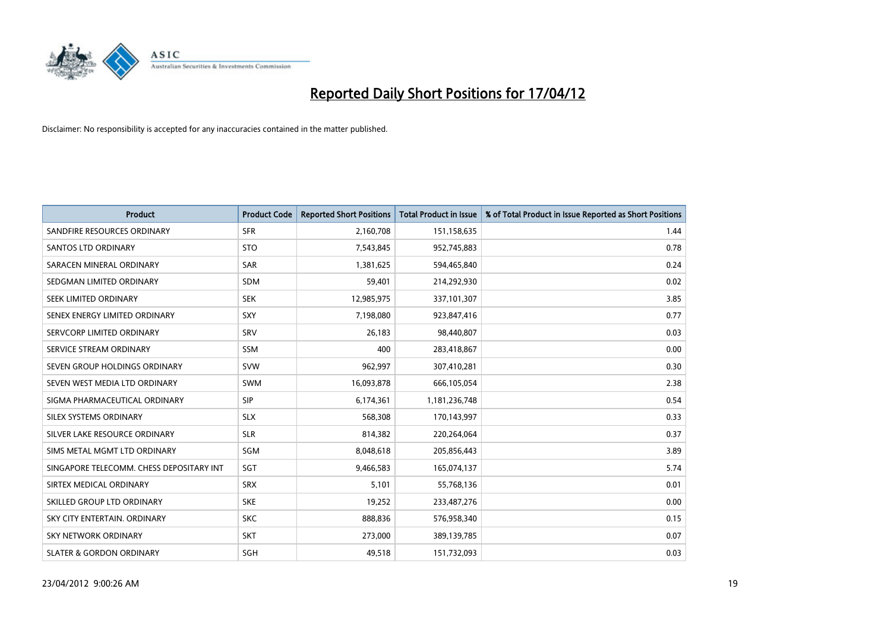# Reported Daily Short Positions for 17/04/12

Disclaimer: No responsibility is accepted for any inaccuracies contained in the matter published.

| Product | Product Code | Reported Short Positions | Total Product in Issue | % of Total Product in Issue Reported as Short Positions |
|---|---|---|---|---|
| SANDFIRE RESOURCES ORDINARY | SFR | 2,160,708 | 151,158,635 | 1.44 |
| SANTOS LTD ORDINARY | STO | 7,543,845 | 952,745,883 | 0.78 |
| SARACEN MINERAL ORDINARY | SAR | 1,381,625 | 594,465,840 | 0.24 |
| SEDGMAN LIMITED ORDINARY | SDM | 59,401 | 214,292,930 | 0.02 |
| SEEK LIMITED ORDINARY | SEK | 12,985,975 | 337,101,307 | 3.85 |
| SENEX ENERGY LIMITED ORDINARY | SXY | 7,198,080 | 923,847,416 | 0.77 |
| SERVCORP LIMITED ORDINARY | SRV | 26,183 | 98,440,807 | 0.03 |
| SERVICE STREAM ORDINARY | SSM | 400 | 283,418,867 | 0.00 |
| SEVEN GROUP HOLDINGS ORDINARY | SVW | 962,997 | 307,410,281 | 0.30 |
| SEVEN WEST MEDIA LTD ORDINARY | SWM | 16,093,878 | 666,105,054 | 2.38 |
| SIGMA PHARMACEUTICAL ORDINARY | SIP | 6,174,361 | 1,181,236,748 | 0.54 |
| SILEX SYSTEMS ORDINARY | SLX | 568,308 | 170,143,997 | 0.33 |
| SILVER LAKE RESOURCE ORDINARY | SLR | 814,382 | 220,264,064 | 0.37 |
| SIMS METAL MGMT LTD ORDINARY | SGM | 8,048,618 | 205,856,443 | 3.89 |
| SINGAPORE TELECOMM. CHESS DEPOSITARY INT | SGT | 9,466,583 | 165,074,137 | 5.74 |
| SIRTEX MEDICAL ORDINARY | SRX | 5,101 | 55,768,136 | 0.01 |
| SKILLED GROUP LTD ORDINARY | SKE | 19,252 | 233,487,276 | 0.00 |
| SKY CITY ENTERTAIN. ORDINARY | SKC | 888,836 | 576,958,340 | 0.15 |
| SKY NETWORK ORDINARY | SKT | 273,000 | 389,139,785 | 0.07 |
| SLATER & GORDON ORDINARY | SGH | 49,518 | 151,732,093 | 0.03 |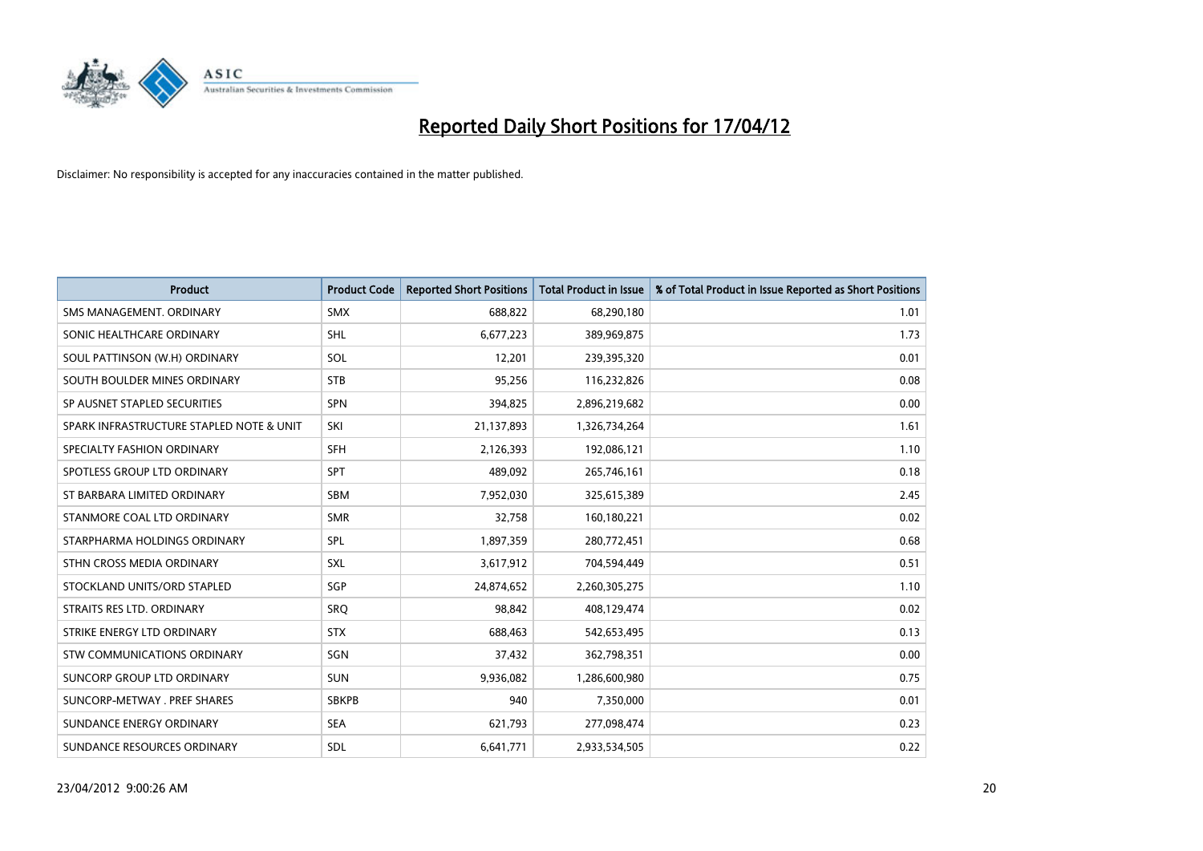# Reported Daily Short Positions for 17/04/12

Disclaimer: No responsibility is accepted for any inaccuracies contained in the matter published.

| Product | Product Code | Reported Short Positions | Total Product in Issue | % of Total Product in Issue Reported as Short Positions |
|---|---|---|---|---|
| SMS MANAGEMENT. ORDINARY | SMX | 688,822 | 68,290,180 | 1.01 |
| SONIC HEALTHCARE ORDINARY | SHL | 6,677,223 | 389,969,875 | 1.73 |
| SOUL PATTINSON (W.H) ORDINARY | SOL | 12,201 | 239,395,320 | 0.01 |
| SOUTH BOULDER MINES ORDINARY | STB | 95,256 | 116,232,826 | 0.08 |
| SP AUSNET STAPLED SECURITIES | SPN | 394,825 | 2,896,219,682 | 0.00 |
| SPARK INFRASTRUCTURE STAPLED NOTE & UNIT | SKI | 21,137,893 | 1,326,734,264 | 1.61 |
| SPECIALTY FASHION ORDINARY | SFH | 2,126,393 | 192,086,121 | 1.10 |
| SPOTLESS GROUP LTD ORDINARY | SPT | 489,092 | 265,746,161 | 0.18 |
| ST BARBARA LIMITED ORDINARY | SBM | 7,952,030 | 325,615,389 | 2.45 |
| STANMORE COAL LTD ORDINARY | SMR | 32,758 | 160,180,221 | 0.02 |
| STARPHARMA HOLDINGS ORDINARY | SPL | 1,897,359 | 280,772,451 | 0.68 |
| STHN CROSS MEDIA ORDINARY | SXL | 3,617,912 | 704,594,449 | 0.51 |
| STOCKLAND UNITS/ORD STAPLED | SGP | 24,874,652 | 2,260,305,275 | 1.10 |
| STRAITS RES LTD. ORDINARY | SRQ | 98,842 | 408,129,474 | 0.02 |
| STRIKE ENERGY LTD ORDINARY | STX | 688,463 | 542,653,495 | 0.13 |
| STW COMMUNICATIONS ORDINARY | SGN | 37,432 | 362,798,351 | 0.00 |
| SUNCORP GROUP LTD ORDINARY | SUN | 9,936,082 | 1,286,600,980 | 0.75 |
| SUNCORP-METWAY . PREF SHARES | SBKPB | 940 | 7,350,000 | 0.01 |
| SUNDANCE ENERGY ORDINARY | SEA | 621,793 | 277,098,474 | 0.23 |
| SUNDANCE RESOURCES ORDINARY | SDL | 6,641,771 | 2,933,534,505 | 0.22 |

23/04/2012 9:00:26 AM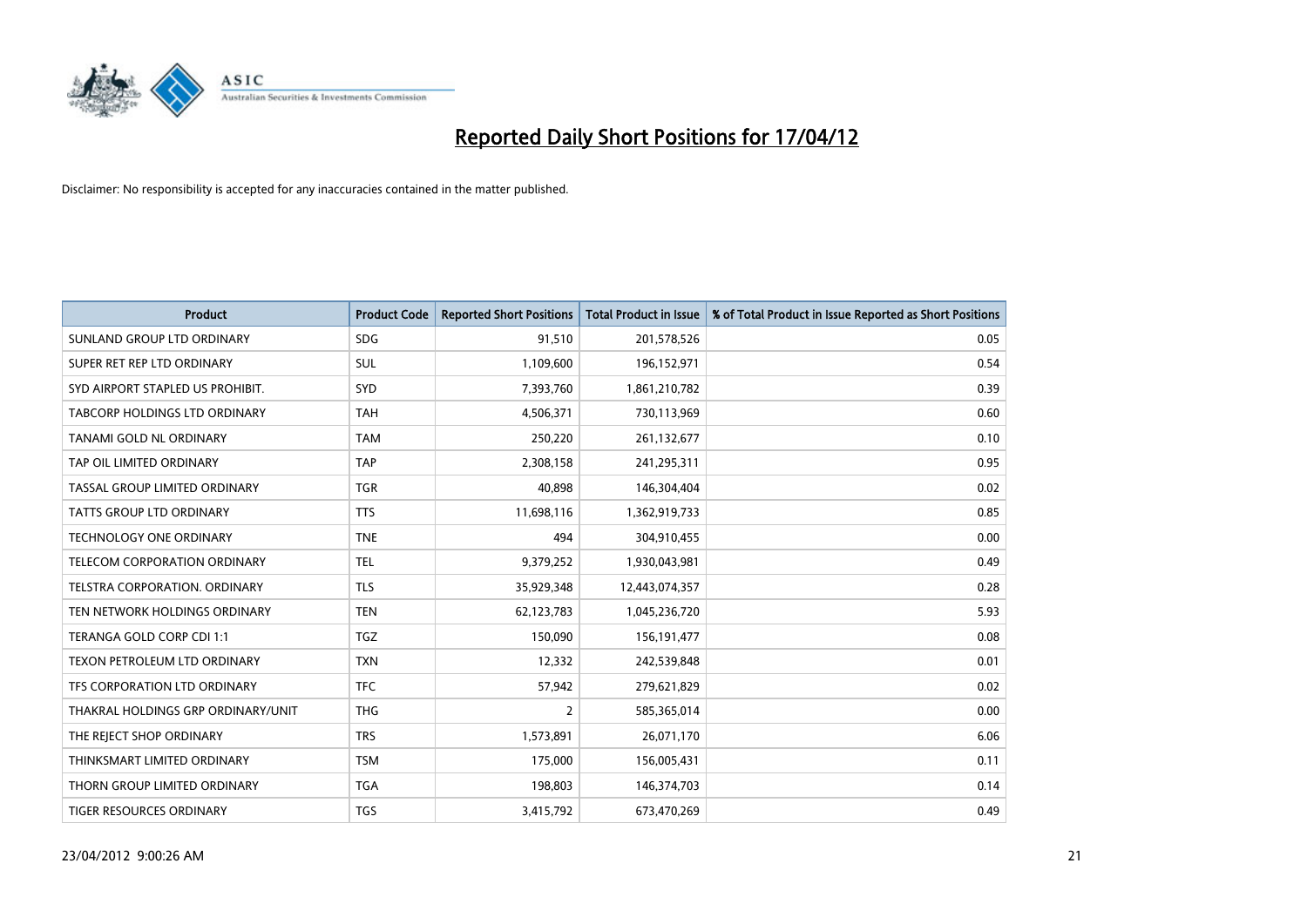# Reported Daily Short Positions for 17/04/12

Disclaimer: No responsibility is accepted for any inaccuracies contained in the matter published.

| Product | Product Code | Reported Short Positions | Total Product in Issue | % of Total Product in Issue Reported as Short Positions |
|---|---|---|---|---|
| SUNLAND GROUP LTD ORDINARY | SDG | 91,510 | 201,578,526 | 0.05 |
| SUPER RET REP LTD ORDINARY | SUL | 1,109,600 | 196,152,971 | 0.54 |
| SYD AIRPORT STAPLED US PROHIBIT. | SYD | 7,393,760 | 1,861,210,782 | 0.39 |
| TABCORP HOLDINGS LTD ORDINARY | TAH | 4,506,371 | 730,113,969 | 0.60 |
| TANAMI GOLD NL ORDINARY | TAM | 250,220 | 261,132,677 | 0.10 |
| TAP OIL LIMITED ORDINARY | TAP | 2,308,158 | 241,295,311 | 0.95 |
| TASSAL GROUP LIMITED ORDINARY | TGR | 40,898 | 146,304,404 | 0.02 |
| TATTS GROUP LTD ORDINARY | TTS | 11,698,116 | 1,362,919,733 | 0.85 |
| TECHNOLOGY ONE ORDINARY | TNE | 494 | 304,910,455 | 0.00 |
| TELECOM CORPORATION ORDINARY | TEL | 9,379,252 | 1,930,043,981 | 0.49 |
| TELSTRA CORPORATION. ORDINARY | TLS | 35,929,348 | 12,443,074,357 | 0.28 |
| TEN NETWORK HOLDINGS ORDINARY | TEN | 62,123,783 | 1,045,236,720 | 5.93 |
| TERANGA GOLD CORP CDI 1:1 | TGZ | 150,090 | 156,191,477 | 0.08 |
| TEXON PETROLEUM LTD ORDINARY | TXN | 12,332 | 242,539,848 | 0.01 |
| TFS CORPORATION LTD ORDINARY | TFC | 57,942 | 279,621,829 | 0.02 |
| THAKRAL HOLDINGS GRP ORDINARY/UNIT | THG | 2 | 585,365,014 | 0.00 |
| THE REJECT SHOP ORDINARY | TRS | 1,573,891 | 26,071,170 | 6.06 |
| THINKSMART LIMITED ORDINARY | TSM | 175,000 | 156,005,431 | 0.11 |
| THORN GROUP LIMITED ORDINARY | TGA | 198,803 | 146,374,703 | 0.14 |
| TIGER RESOURCES ORDINARY | TGS | 3,415,792 | 673,470,269 | 0.49 |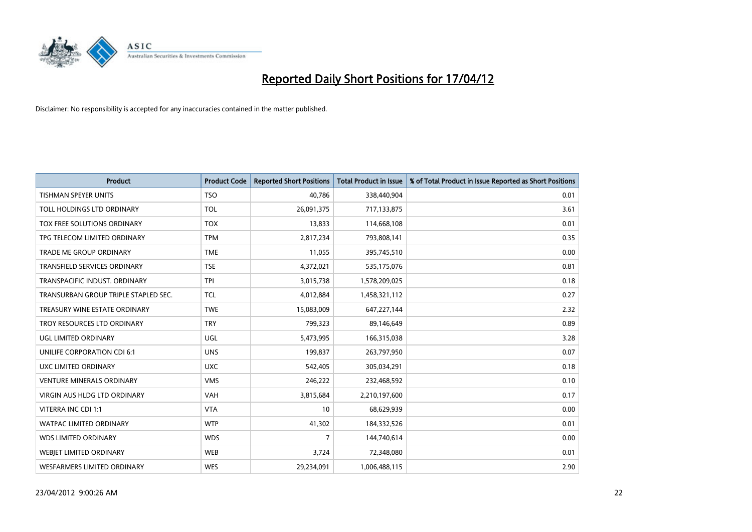# Reported Daily Short Positions for 17/04/12

Disclaimer: No responsibility is accepted for any inaccuracies contained in the matter published.

| Product | Product Code | Reported Short Positions | Total Product in Issue | % of Total Product in Issue Reported as Short Positions |
|---|---|---|---|---|
| TISHMAN SPEYER UNITS | TSO | 40,786 | 338,440,904 | 0.01 |
| TOLL HOLDINGS LTD ORDINARY | TOL | 26,091,375 | 717,133,875 | 3.61 |
| TOX FREE SOLUTIONS ORDINARY | TOX | 13,833 | 114,668,108 | 0.01 |
| TPG TELECOM LIMITED ORDINARY | TPM | 2,817,234 | 793,808,141 | 0.35 |
| TRADE ME GROUP ORDINARY | TME | 11,055 | 395,745,510 | 0.00 |
| TRANSFIELD SERVICES ORDINARY | TSE | 4,372,021 | 535,175,076 | 0.81 |
| TRANSPACIFIC INDUST. ORDINARY | TPI | 3,015,738 | 1,578,209,025 | 0.18 |
| TRANSURBAN GROUP TRIPLE STAPLED SEC. | TCL | 4,012,884 | 1,458,321,112 | 0.27 |
| TREASURY WINE ESTATE ORDINARY | TWE | 15,083,009 | 647,227,144 | 2.32 |
| TROY RESOURCES LTD ORDINARY | TRY | 799,323 | 89,146,649 | 0.89 |
| UGL LIMITED ORDINARY | UGL | 5,473,995 | 166,315,038 | 3.28 |
| UNILIFE CORPORATION CDI 6:1 | UNS | 199,837 | 263,797,950 | 0.07 |
| UXC LIMITED ORDINARY | UXC | 542,405 | 305,034,291 | 0.18 |
| VENTURE MINERALS ORDINARY | VMS | 246,222 | 232,468,592 | 0.10 |
| VIRGIN AUS HLDG LTD ORDINARY | VAH | 3,815,684 | 2,210,197,600 | 0.17 |
| VITERRA INC CDI 1:1 | VTA | 10 | 68,629,939 | 0.00 |
| WATPAC LIMITED ORDINARY | WTP | 41,302 | 184,332,526 | 0.01 |
| WDS LIMITED ORDINARY | WDS | 7 | 144,740,614 | 0.00 |
| WEBJET LIMITED ORDINARY | WEB | 3,724 | 72,348,080 | 0.01 |
| WESFARMERS LIMITED ORDINARY | WES | 29,234,091 | 1,006,488,115 | 2.90 |

23/04/2012 9:00:26 AM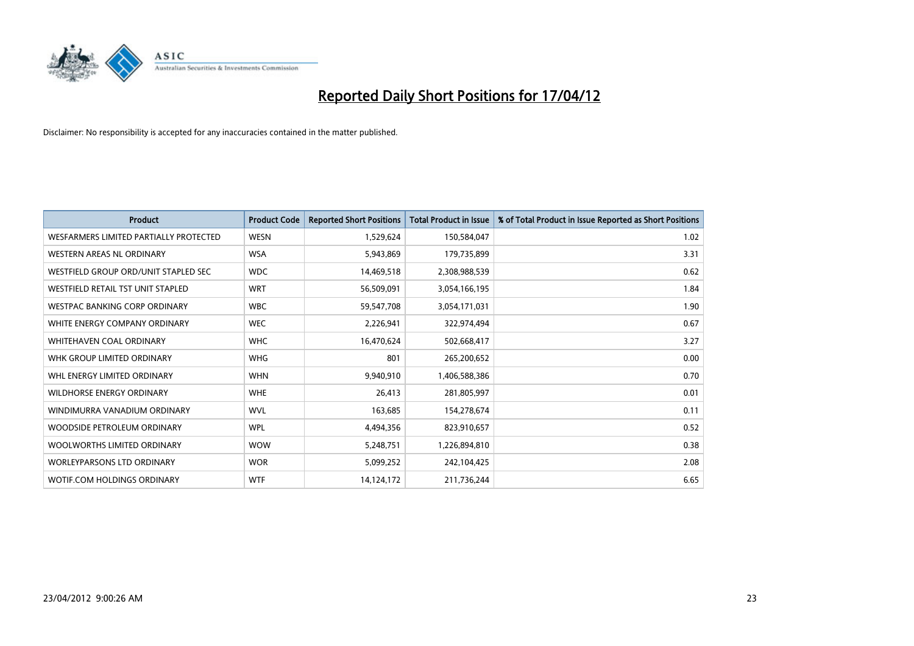# Reported Daily Short Positions for 17/04/12

Disclaimer: No responsibility is accepted for any inaccuracies contained in the matter published.

| Product | Product Code | Reported Short Positions | Total Product in Issue | % of Total Product in Issue Reported as Short Positions |
|---|---|---|---|---|
| WESFARMERS LIMITED PARTIALLY PROTECTED | WESN | 1,529,624 | 150,584,047 | 1.02 |
| WESTERN AREAS NL ORDINARY | WSA | 5,943,869 | 179,735,899 | 3.31 |
| WESTFIELD GROUP ORD/UNIT STAPLED SEC | WDC | 14,469,518 | 2,308,988,539 | 0.62 |
| WESTFIELD RETAIL TST UNIT STAPLED | WRT | 56,509,091 | 3,054,166,195 | 1.84 |
| WESTPAC BANKING CORP ORDINARY | WBC | 59,547,708 | 3,054,171,031 | 1.90 |
| WHITE ENERGY COMPANY ORDINARY | WEC | 2,226,941 | 322,974,494 | 0.67 |
| WHITEHAVEN COAL ORDINARY | WHC | 16,470,624 | 502,668,417 | 3.27 |
| WHK GROUP LIMITED ORDINARY | WHG | 801 | 265,200,652 | 0.00 |
| WHL ENERGY LIMITED ORDINARY | WHN | 9,940,910 | 1,406,588,386 | 0.70 |
| WILDHORSE ENERGY ORDINARY | WHE | 26,413 | 281,805,997 | 0.01 |
| WINDIMURRA VANADIUM ORDINARY | WVL | 163,685 | 154,278,674 | 0.11 |
| WOODSIDE PETROLEUM ORDINARY | WPL | 4,494,356 | 823,910,657 | 0.52 |
| WOOLWORTHS LIMITED ORDINARY | WOW | 5,248,751 | 1,226,894,810 | 0.38 |
| WORLEYPARSONS LTD ORDINARY | WOR | 5,099,252 | 242,104,425 | 2.08 |
| WOTIF.COM HOLDINGS ORDINARY | WTF | 14,124,172 | 211,736,244 | 6.65 |

23/04/2012 9:00:26 AM